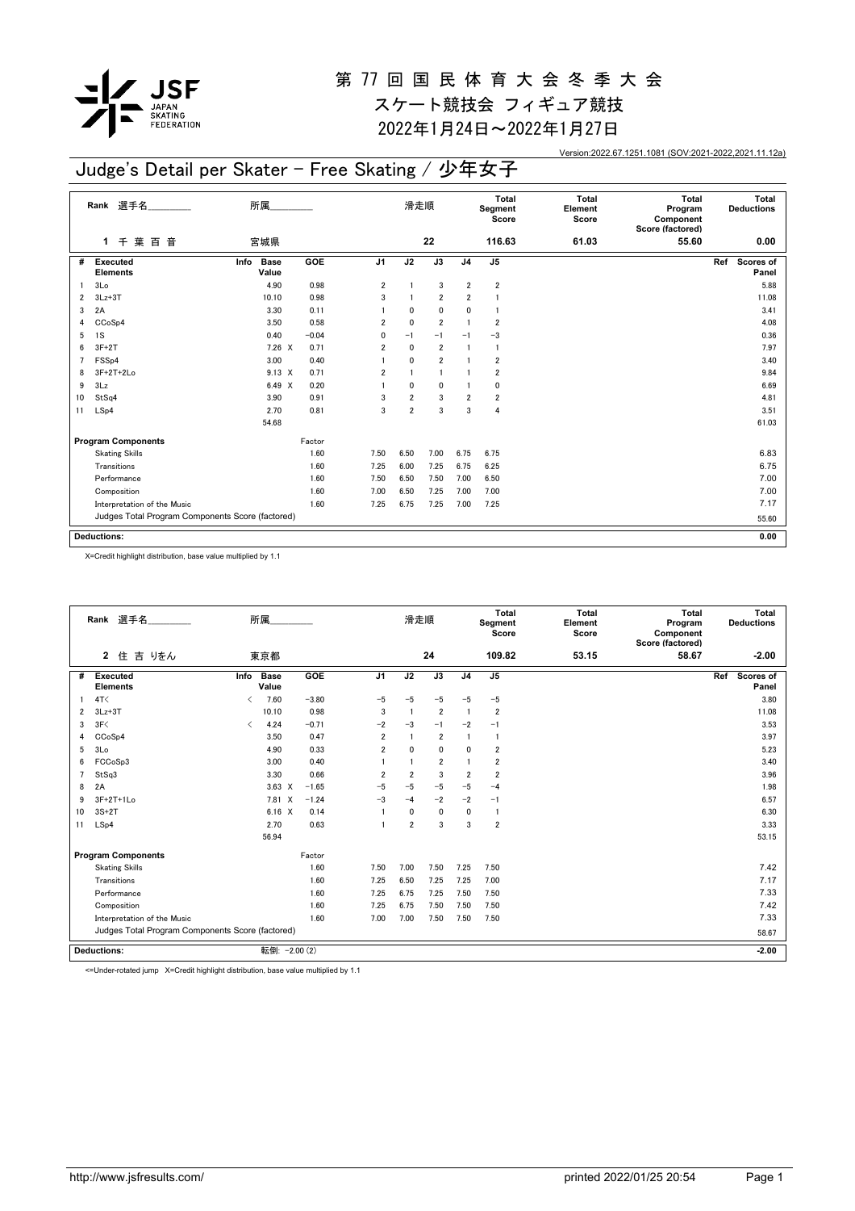# 第 77 回 国 民 体 育 大 会 冬 季 大 会

## スケート競技会 フィギュア競技

## 2022年1月24日～2022年1月27日

Version:2022.67.1251.1081 (SOV:2021-2022,2021.11.12a)

## Judge's Detail per Skater - Free Skating / 少年女子

| Rank | 選手名 | 所属 | 滑走順 | Total Segment Score | Total Element Score | Total Program Component Score (factored) | Total Deductions |
|---|---|---|---|---|---|---|---|
| 1 | 千 葉 百 音 | 宮城県 | 22 | 116.63 | 61.03 | 55.60 | 0.00 |

| # | Executed Elements | Info | Base Value | GOE | J1 | J2 | J3 | J4 | J5 | Ref | Scores of Panel |
|---|---|---|---|---|---|---|---|---|---|---|---|
| 1 | 3Lo | | 4.90 | 0.98 | 2 | 1 | 3 | 2 | 2 | | 5.88 |
| 2 | 3Lz+3T | | 10.10 | 0.98 | 3 | 1 | 2 | 2 | 1 | | 11.08 |
| 3 | 2A | | 3.30 | 0.11 | 1 | 0 | 0 | 0 | 1 | | 3.41 |
| 4 | CCoSp4 | | 3.50 | 0.58 | 2 | 0 | 2 | 1 | 2 | | 4.08 |
| 5 | 1S | | 0.40 | −0.04 | 0 | −1 | −1 | −1 | −3 | | 0.36 |
| 6 | 3F+2T | | 7.26 X | 0.71 | 2 | 0 | 2 | 1 | 1 | | 7.97 |
| 7 | FSSp4 | | 3.00 | 0.40 | 1 | 0 | 2 | 1 | 2 | | 3.40 |
| 8 | 3F+2T+2Lo | | 9.13 X | 0.71 | 2 | 1 | 1 | 1 | 2 | | 9.84 |
| 9 | 3Lz | | 6.49 X | 0.20 | 1 | 0 | 0 | 1 | 0 | | 6.69 |
| 10 | StSq4 | | 3.90 | 0.91 | 3 | 2 | 3 | 2 | 2 | | 4.81 |
| 11 | LSp4 | | 2.70 | 0.81 | 3 | 2 | 3 | 3 | 4 | | 3.51 |
| | | | 54.68 | | | | | | | | 61.03 |

| Program Components | Factor | J1 | J2 | J3 | J4 | J5 | Scores of Panel |
|---|---|---|---|---|---|---|---|
| Skating Skills | 1.60 | 7.50 | 6.50 | 7.00 | 6.75 | 6.75 | 6.83 |
| Transitions | 1.60 | 7.25 | 6.00 | 7.25 | 6.75 | 6.25 | 6.75 |
| Performance | 1.60 | 7.50 | 6.50 | 7.50 | 7.00 | 6.50 | 7.00 |
| Composition | 1.60 | 7.00 | 6.50 | 7.25 | 7.00 | 7.00 | 7.00 |
| Interpretation of the Music | 1.60 | 7.25 | 6.75 | 7.25 | 7.00 | 7.25 | 7.17 |
| Judges Total Program Components Score (factored) | | | | | | | 55.60 |

**Deductions:** 0.00

X=Credit highlight distribution, base value multiplied by 1.1

| Rank | 選手名 | 所属 | 滑走順 | Total Segment Score | Total Element Score | Total Program Component Score (factored) | Total Deductions |
|---|---|---|---|---|---|---|---|
| 2 | 住 吉 りをん | 東京都 | 24 | 109.82 | 53.15 | 58.67 | -2.00 |

| # | Executed Elements | Info | Base Value | GOE | J1 | J2 | J3 | J4 | J5 | Ref | Scores of Panel |
|---|---|---|---|---|---|---|---|---|---|---|---|
| 1 | 4T< | < | 7.60 | −3.80 | −5 | −5 | −5 | −5 | −5 | | 3.80 |
| 2 | 3Lz+3T | | 10.10 | 0.98 | 3 | 1 | 2 | 1 | 2 | | 11.08 |
| 3 | 3F< | < | 4.24 | −0.71 | −2 | −3 | −1 | −2 | −1 | | 3.53 |
| 4 | CCoSp4 | | 3.50 | 0.47 | 2 | 1 | 2 | 1 | 1 | | 3.97 |
| 5 | 3Lo | | 4.90 | 0.33 | 2 | 0 | 0 | 0 | 2 | | 5.23 |
| 6 | FCCoSp3 | | 3.00 | 0.40 | 1 | 1 | 2 | 1 | 2 | | 3.40 |
| 7 | StSq3 | | 3.30 | 0.66 | 2 | 2 | 3 | 2 | 2 | | 3.96 |
| 8 | 2A | | 3.63 X | −1.65 | −5 | −5 | −5 | −5 | −4 | | 1.98 |
| 9 | 3F+2T+1Lo | | 7.81 X | −1.24 | −3 | −4 | −2 | −2 | −1 | | 6.57 |
| 10 | 3S+2T | | 6.16 X | 0.14 | 1 | 0 | 0 | 0 | 1 | | 6.30 |
| 11 | LSp4 | | 2.70 | 0.63 | 1 | 2 | 3 | 3 | 2 | | 3.33 |
| | | | 56.94 | | | | | | | | 53.15 |

| Program Components | Factor | J1 | J2 | J3 | J4 | J5 | Scores of Panel |
|---|---|---|---|---|---|---|---|
| Skating Skills | 1.60 | 7.50 | 7.00 | 7.50 | 7.25 | 7.50 | 7.42 |
| Transitions | 1.60 | 7.25 | 6.50 | 7.25 | 7.25 | 7.00 | 7.17 |
| Performance | 1.60 | 7.25 | 6.75 | 7.25 | 7.50 | 7.50 | 7.33 |
| Composition | 1.60 | 7.25 | 6.75 | 7.50 | 7.50 | 7.50 | 7.42 |
| Interpretation of the Music | 1.60 | 7.00 | 7.00 | 7.50 | 7.50 | 7.50 | 7.33 |
| Judges Total Program Components Score (factored) | | | | | | | 58.67 |

**Deductions:** 転倒: −2.00 (2) -2.00

<=Under-rotated jump X=Credit highlight distribution, base value multiplied by 1.1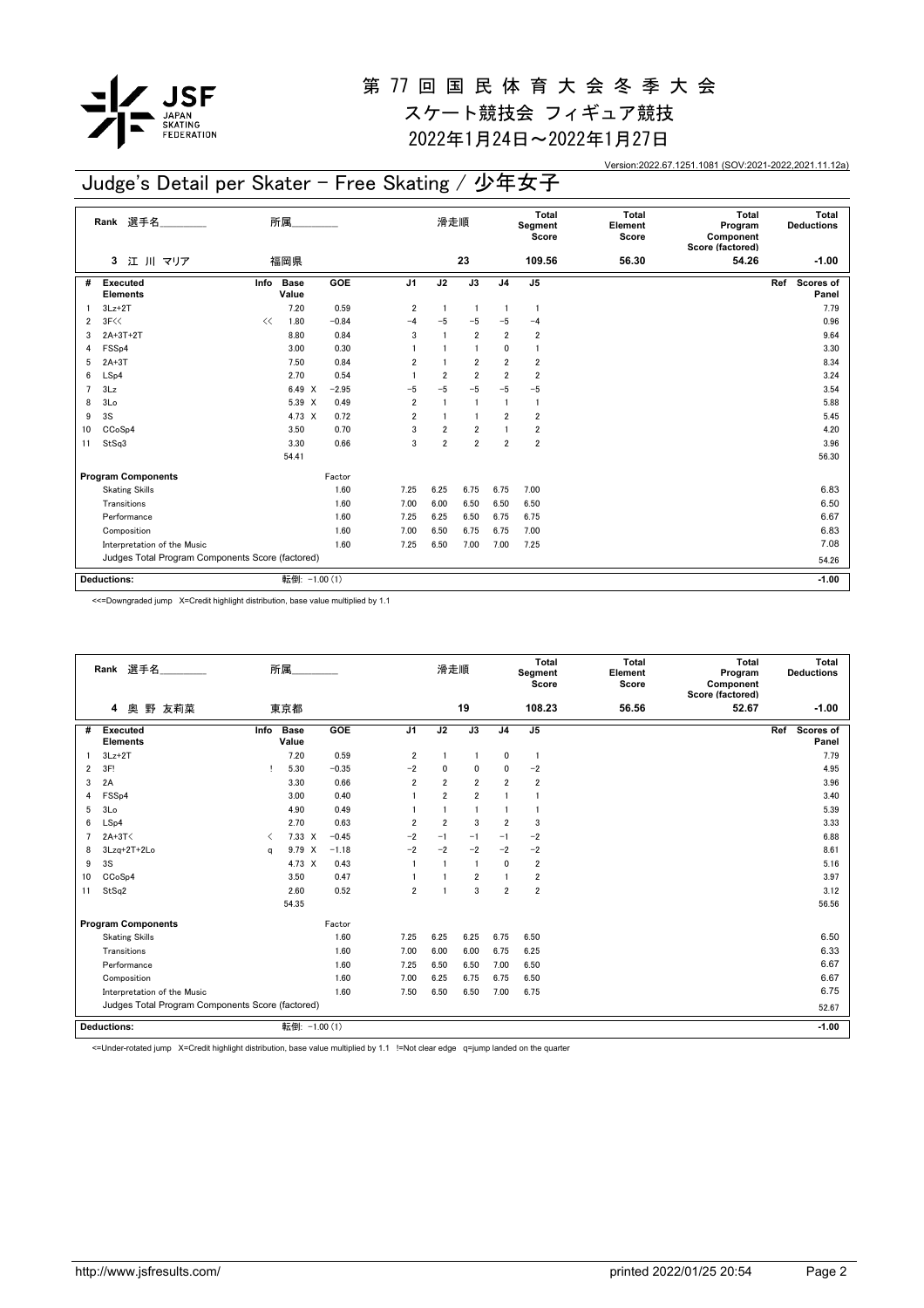# 第 77 回 国 民 体 育 大 会 冬 季 大 会

スケート競技会 フィギュア競技

2022年1月24日～2022年1月27日

Version:2022.67.1251.1081 (SOV:2021-2022,2021.11.12a)

## Judge's Detail per Skater - Free Skating / 少年女子

| Rank | 選手名 | 所属 | 滑走順 | Total Segment Score | Total Element Score | Total Program Component Score (factored) | Total Deductions |
|---|---|---|---|---|---|---|---|
| 3 | 江 川 マリア | 福岡県 | 23 | 109.56 | 56.30 | 54.26 | -1.00 |

| # | Executed Elements | Info | Base Value | GOE | J1 | J2 | J3 | J4 | J5 | Ref | Scores of Panel |
|---|---|---|---|---|---|---|---|---|---|---|---|
| 1 | 3Lz+2T | | 7.20 | 0.59 | 2 | 1 | 1 | 1 | 1 | | 7.79 |
| 2 | 3F<< | << | 1.80 | -0.84 | -4 | -5 | -5 | -5 | -4 | | 0.96 |
| 3 | 2A+3T+2T | | 8.80 | 0.84 | 3 | 1 | 2 | 2 | 2 | | 9.64 |
| 4 | FSSp4 | | 3.00 | 0.30 | 1 | 1 | 1 | 0 | 1 | | 3.30 |
| 5 | 2A+3T | | 7.50 | 0.84 | 2 | 1 | 2 | 2 | 2 | | 8.34 |
| 6 | LSp4 | | 2.70 | 0.54 | 1 | 2 | 2 | 2 | 2 | | 3.24 |
| 7 | 3Lz | | 6.49 X | -2.95 | -5 | -5 | -5 | -5 | -5 | | 3.54 |
| 8 | 3Lo | | 5.39 X | 0.49 | 2 | 1 | 1 | 1 | 1 | | 5.88 |
| 9 | 3S | | 4.73 X | 0.72 | 2 | 1 | 1 | 2 | 2 | | 5.45 |
| 10 | CCoSp4 | | 3.50 | 0.70 | 3 | 2 | 2 | 1 | 2 | | 4.20 |
| 11 | StSq3 | | 3.30 | 0.66 | 3 | 2 | 2 | 2 | 2 | | 3.96 |
| | | | 54.41 | | | | | | | | 56.30 |

| Program Components | Factor | J1 | J2 | J3 | J4 | J5 | Scores of Panel |
|---|---|---|---|---|---|---|---|
| Skating Skills | 1.60 | 7.25 | 6.25 | 6.75 | 6.75 | 7.00 | 6.83 |
| Transitions | 1.60 | 7.00 | 6.00 | 6.50 | 6.50 | 6.50 | 6.50 |
| Performance | 1.60 | 7.25 | 6.25 | 6.50 | 6.75 | 6.75 | 6.67 |
| Composition | 1.60 | 7.00 | 6.50 | 6.75 | 6.75 | 7.00 | 6.83 |
| Interpretation of the Music | 1.60 | 7.25 | 6.50 | 7.00 | 7.00 | 7.25 | 7.08 |
| Judges Total Program Components Score (factored) | | | | | | | 54.26 |

| Deductions: | 転倒: -1.00 (1) | -1.00 |
|---|---|---|

<<=Downgraded jump X=Credit highlight distribution, base value multiplied by 1.1

| Rank | 選手名 | 所属 | 滑走順 | Total Segment Score | Total Element Score | Total Program Component Score (factored) | Total Deductions |
|---|---|---|---|---|---|---|---|
| 4 | 奥 野 友莉菜 | 東京都 | 19 | 108.23 | 56.56 | 52.67 | -1.00 |

| # | Executed Elements | Info | Base Value | GOE | J1 | J2 | J3 | J4 | J5 | Ref | Scores of Panel |
|---|---|---|---|---|---|---|---|---|---|---|---|
| 1 | 3Lz+2T | | 7.20 | 0.59 | 2 | 1 | 1 | 0 | 1 | | 7.79 |
| 2 | 3F! | ! | 5.30 | -0.35 | -2 | 0 | 0 | 0 | -2 | | 4.95 |
| 3 | 2A | | 3.30 | 0.66 | 2 | 2 | 2 | 2 | 2 | | 3.96 |
| 4 | FSSp4 | | 3.00 | 0.40 | 1 | 2 | 2 | 1 | 1 | | 3.40 |
| 5 | 3Lo | | 4.90 | 0.49 | 1 | 1 | 1 | 1 | 1 | | 5.39 |
| 6 | LSp4 | | 2.70 | 0.63 | 2 | 2 | 3 | 2 | 3 | | 3.33 |
| 7 | 2A+3T< | < | 7.33 X | -0.45 | -2 | -1 | -1 | -1 | -2 | | 6.88 |
| 8 | 3Lzq+2T+2Lo | q | 9.79 X | -1.18 | -2 | -2 | -2 | -2 | -2 | | 8.61 |
| 9 | 3S | | 4.73 X | 0.43 | 1 | 1 | 1 | 0 | 2 | | 5.16 |
| 10 | CCoSp4 | | 3.50 | 0.47 | 1 | 1 | 2 | 1 | 2 | | 3.97 |
| 11 | StSq2 | | 2.60 | 0.52 | 2 | 1 | 3 | 2 | 2 | | 3.12 |
| | | | 54.35 | | | | | | | | 56.56 |

| Program Components | Factor | J1 | J2 | J3 | J4 | J5 | Scores of Panel |
|---|---|---|---|---|---|---|---|
| Skating Skills | 1.60 | 7.25 | 6.25 | 6.25 | 6.75 | 6.50 | 6.50 |
| Transitions | 1.60 | 7.00 | 6.00 | 6.00 | 6.75 | 6.25 | 6.33 |
| Performance | 1.60 | 7.25 | 6.50 | 6.50 | 7.00 | 6.50 | 6.67 |
| Composition | 1.60 | 7.00 | 6.25 | 6.75 | 6.75 | 6.50 | 6.67 |
| Interpretation of the Music | 1.60 | 7.50 | 6.50 | 6.50 | 7.00 | 6.75 | 6.75 |
| Judges Total Program Components Score (factored) | | | | | | | 52.67 |

| Deductions: | 転倒: -1.00 (1) | -1.00 |
|---|---|---|

<=Under-rotated jump X=Credit highlight distribution, base value multiplied by 1.1 !=Not clear edge q=jump landed on the quarter

http://www.jsfresults.com/ printed 2022/01/25 20:54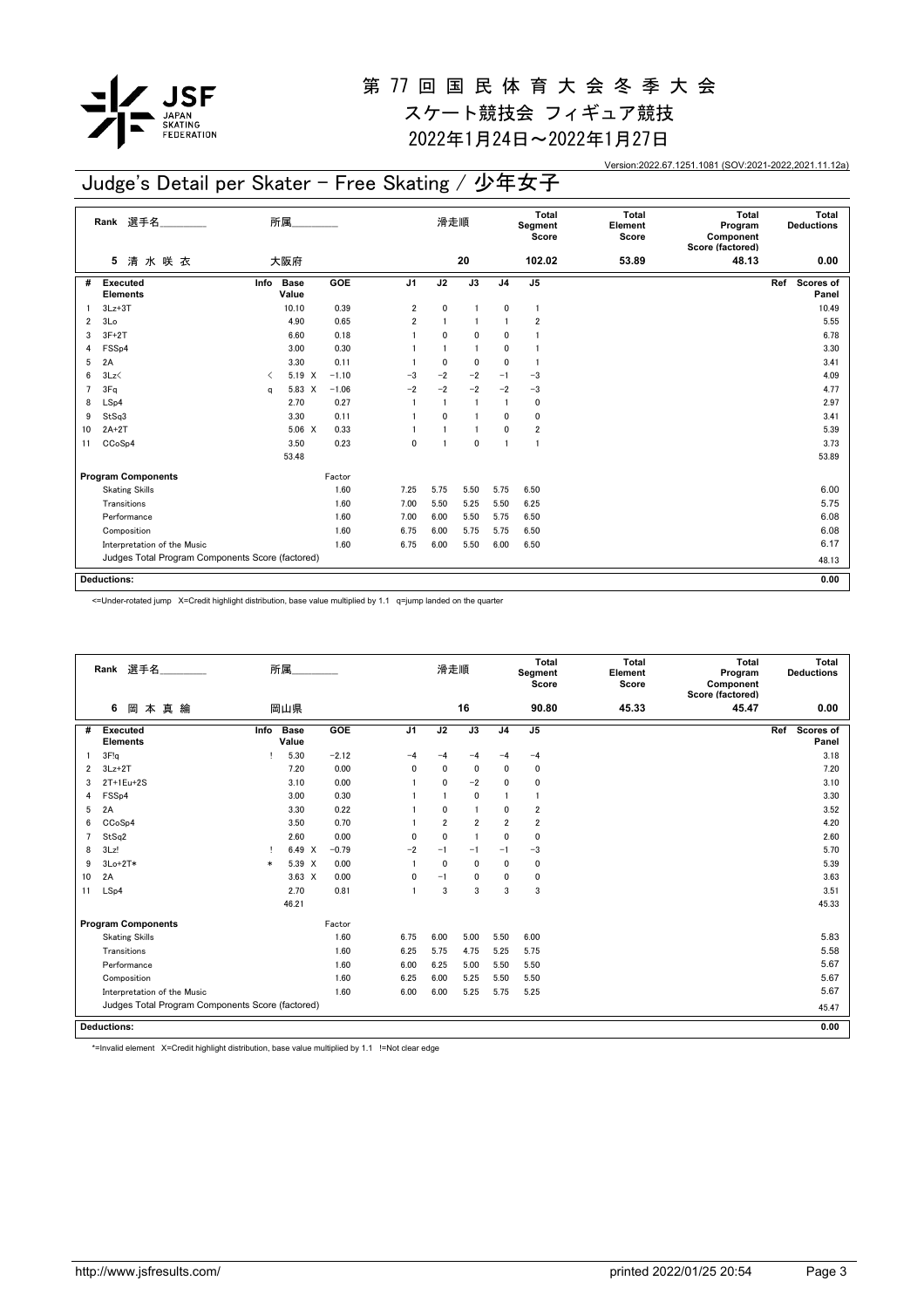# 第 77 回 国 民 体 育 大 会 冬 季 大 会

## スケート競技会 フィギュア競技

## 2022年1月24日～2022年1月27日

Version:2022.67.1251.1081 (SOV:2021-2022,2021.11.12a)

## Judge's Detail per Skater - Free Skating / 少年女子

| Rank | 選手名 | 所属 | 滑走順 | Total Segment Score | Total Element Score | Total Program Component Score (factored) | Total Deductions |
|---|---|---|---|---|---|---|---|
| 5 | 清 水 咲 衣 | 大阪府 | 20 | 102.02 | 53.89 | 48.13 | 0.00 |

| # | Executed Elements | Info | Base Value | | GOE | J1 | J2 | J3 | J4 | J5 | Ref | Scores of Panel |
|---|---|---|---|---|---|---|---|---|---|---|---|---|
| 1 | 3Lz+3T | | 10.10 | | 0.39 | 2 | 0 | 1 | 0 | 1 | | 10.49 |
| 2 | 3Lo | | 4.90 | | 0.65 | 2 | 1 | 1 | 1 | 2 | | 5.55 |
| 3 | 3F+2T | | 6.60 | | 0.18 | 1 | 0 | 0 | 0 | 1 | | 6.78 |
| 4 | FSSp4 | | 3.00 | | 0.30 | 1 | 1 | 1 | 0 | 1 | | 3.30 |
| 5 | 2A | | 3.30 | | 0.11 | 1 | 0 | 0 | 0 | 1 | | 3.41 |
| 6 | 3Lz< | < | 5.19 | X | −1.10 | −3 | −2 | −2 | −1 | −3 | | 4.09 |
| 7 | 3Fq | q | 5.83 | X | −1.06 | −2 | −2 | −2 | −2 | −3 | | 4.77 |
| 8 | LSp4 | | 2.70 | | 0.27 | 1 | 1 | 1 | 1 | 0 | | 2.97 |
| 9 | StSq3 | | 3.30 | | 0.11 | 1 | 0 | 1 | 0 | 0 | | 3.41 |
| 10 | 2A+2T | | 5.06 | X | 0.33 | 1 | 1 | 1 | 0 | 2 | | 5.39 |
| 11 | CCoSp4 | | 3.50 | | 0.23 | 0 | 1 | 0 | 1 | 1 | | 3.73 |
| | | | 53.48 | | | | | | | | | 53.89 |

| Program Components | Factor | J1 | J2 | J3 | J4 | J5 | Scores of Panel |
|---|---|---|---|---|---|---|---|
| Skating Skills | 1.60 | 7.25 | 5.75 | 5.50 | 5.75 | 6.50 | 6.00 |
| Transitions | 1.60 | 7.00 | 5.50 | 5.25 | 5.50 | 6.25 | 5.75 |
| Performance | 1.60 | 7.00 | 6.00 | 5.50 | 5.75 | 6.50 | 6.08 |
| Composition | 1.60 | 6.75 | 6.00 | 5.75 | 5.75 | 6.50 | 6.08 |
| Interpretation of the Music | 1.60 | 6.75 | 6.00 | 5.50 | 6.00 | 6.50 | 6.17 |
| Judges Total Program Components Score (factored) | | | | | | | 48.13 |

**Deductions:** 0.00

<=Under-rotated jump X=Credit highlight distribution, base value multiplied by 1.1 q=jump landed on the quarter

| Rank | 選手名 | 所属 | 滑走順 | Total Segment Score | Total Element Score | Total Program Component Score (factored) | Total Deductions |
|---|---|---|---|---|---|---|---|
| 6 | 岡 本 真 綸 | 岡山県 | 16 | 90.80 | 45.33 | 45.47 | 0.00 |

| # | Executed Elements | Info | Base Value | | GOE | J1 | J2 | J3 | J4 | J5 | Ref | Scores of Panel |
|---|---|---|---|---|---|---|---|---|---|---|---|---|
| 1 | 3F!q | ! | 5.30 | | −2.12 | −4 | −4 | −4 | −4 | −4 | | 3.18 |
| 2 | 3Lz+2T | | 7.20 | | 0.00 | 0 | 0 | 0 | 0 | 0 | | 7.20 |
| 3 | 2T+1Eu+2S | | 3.10 | | 0.00 | 1 | 0 | −2 | 0 | 0 | | 3.10 |
| 4 | FSSp4 | | 3.00 | | 0.30 | 1 | 1 | 0 | 1 | 1 | | 3.30 |
| 5 | 2A | | 3.30 | | 0.22 | 1 | 0 | 1 | 0 | 2 | | 3.52 |
| 6 | CCoSp4 | | 3.50 | | 0.70 | 1 | 2 | 2 | 2 | 2 | | 4.20 |
| 7 | StSq2 | | 2.60 | | 0.00 | 0 | 0 | 1 | 0 | 0 | | 2.60 |
| 8 | 3Lz! | ! | 6.49 | X | −0.79 | −2 | −1 | −1 | −1 | −3 | | 5.70 |
| 9 | 3Lo+2T* | * | 5.39 | X | 0.00 | 1 | 0 | 0 | 0 | 0 | | 5.39 |
| 10 | 2A | | 3.63 | X | 0.00 | 0 | −1 | 0 | 0 | 0 | | 3.63 |
| 11 | LSp4 | | 2.70 | | 0.81 | 1 | 3 | 3 | 3 | 3 | | 3.51 |
| | | | 46.21 | | | | | | | | | 45.33 |

| Program Components | Factor | J1 | J2 | J3 | J4 | J5 | Scores of Panel |
|---|---|---|---|---|---|---|---|
| Skating Skills | 1.60 | 6.75 | 6.00 | 5.00 | 5.50 | 6.00 | 5.83 |
| Transitions | 1.60 | 6.25 | 5.75 | 4.75 | 5.25 | 5.75 | 5.58 |
| Performance | 1.60 | 6.00 | 6.25 | 5.00 | 5.50 | 5.50 | 5.67 |
| Composition | 1.60 | 6.25 | 6.00 | 5.25 | 5.50 | 5.50 | 5.67 |
| Interpretation of the Music | 1.60 | 6.00 | 6.00 | 5.25 | 5.75 | 5.25 | 5.67 |
| Judges Total Program Components Score (factored) | | | | | | | 45.47 |

**Deductions:** 0.00

*=Invalid element X=Credit highlight distribution, base value multiplied by 1.1 !=Not clear edge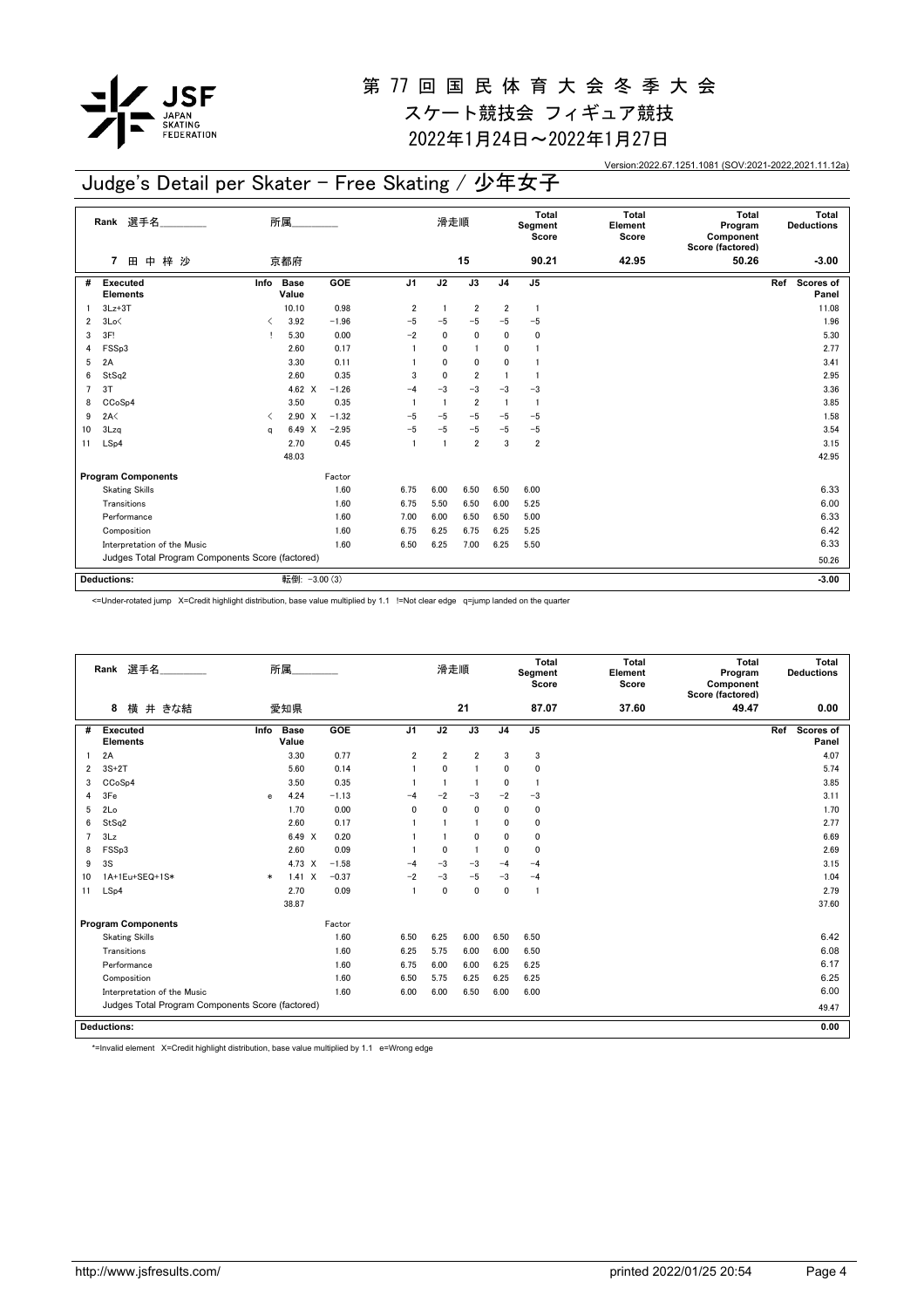# 第 77 回 国 民 体 育 大 会 冬 季 大 会

## スケート競技会 フィギュア競技

### 2022年1月24日～2022年1月27日

Version:2022.67.1251.1081 (SOV:2021-2022,2021.11.12a)

## Judge's Detail per Skater - Free Skating / 少年女子

| Rank | 選手名 | 所属 | 滑走順 | Total Segment Score | Total Element Score | Total Program Component Score (factored) | Total Deductions |
|---|---|---|---|---|---|---|---|
| 7 | 田 中 梓 沙 | 京都府 | 15 | 90.21 | 42.95 | 50.26 | -3.00 |

| # | Executed Elements | Info | Base Value | | GOE | J1 | J2 | J3 | J4 | J5 | Ref | Scores of Panel |
|---|---|---|---|---|---|---|---|---|---|---|---|---|
| 1 | 3Lz+3T | | 10.10 | | 0.98 | 2 | 1 | 2 | 2 | 1 | | 11.08 |
| 2 | 3Lo< | < | 3.92 | | -1.96 | -5 | -5 | -5 | -5 | -5 | | 1.96 |
| 3 | 3F! | ! | 5.30 | | 0.00 | -2 | 0 | 0 | 0 | 0 | | 5.30 |
| 4 | FSSp3 | | 2.60 | | 0.17 | 1 | 0 | 1 | 0 | 1 | | 2.77 |
| 5 | 2A | | 3.30 | | 0.11 | 1 | 0 | 0 | 0 | 1 | | 3.41 |
| 6 | StSq2 | | 2.60 | | 0.35 | 3 | 0 | 2 | 1 | 1 | | 2.95 |
| 7 | 3T | | 4.62 | X | -1.26 | -4 | -3 | -3 | -3 | -3 | | 3.36 |
| 8 | CCoSp4 | | 3.50 | | 0.35 | 1 | 1 | 2 | 1 | 1 | | 3.85 |
| 9 | 2A< | < | 2.90 | X | -1.32 | -5 | -5 | -5 | -5 | -5 | | 1.58 |
| 10 | 3Lzq | q | 6.49 | X | -2.95 | -5 | -5 | -5 | -5 | -5 | | 3.54 |
| 11 | LSp4 | | 2.70 | | 0.45 | 1 | 1 | 2 | 3 | 2 | | 3.15 |
| | | | 48.03 | | | | | | | | | 42.95 |

| Program Components | Factor | J1 | J2 | J3 | J4 | J5 | Scores of Panel |
|---|---|---|---|---|---|---|---|
| Skating Skills | 1.60 | 6.75 | 6.00 | 6.50 | 6.50 | 6.00 | 6.33 |
| Transitions | 1.60 | 6.75 | 5.50 | 6.50 | 6.00 | 5.25 | 6.00 |
| Performance | 1.60 | 7.00 | 6.00 | 6.50 | 6.50 | 5.00 | 6.33 |
| Composition | 1.60 | 6.75 | 6.25 | 6.75 | 6.25 | 5.25 | 6.42 |
| Interpretation of the Music | 1.60 | 6.50 | 6.25 | 7.00 | 6.25 | 5.50 | 6.33 |
| Judges Total Program Components Score (factored) | | | | | | | 50.26 |

| Deductions: | 転倒: -3.00 (3) | -3.00 |
|---|---|---|

<=Under-rotated jump X=Credit highlight distribution, base value multiplied by 1.1 !=Not clear edge q=jump landed on the quarter

| Rank | 選手名 | 所属 | 滑走順 | Total Segment Score | Total Element Score | Total Program Component Score (factored) | Total Deductions |
|---|---|---|---|---|---|---|---|
| 8 | 横 井 きな結 | 愛知県 | 21 | 87.07 | 37.60 | 49.47 | 0.00 |

| # | Executed Elements | Info | Base Value | | GOE | J1 | J2 | J3 | J4 | J5 | Ref | Scores of Panel |
|---|---|---|---|---|---|---|---|---|---|---|---|---|
| 1 | 2A | | 3.30 | | 0.77 | 2 | 2 | 2 | 3 | 3 | | 4.07 |
| 2 | 3S+2T | | 5.60 | | 0.14 | 1 | 0 | 1 | 0 | 0 | | 5.74 |
| 3 | CCoSp4 | | 3.50 | | 0.35 | 1 | 1 | 1 | 0 | 1 | | 3.85 |
| 4 | 3Fe | e | 4.24 | | -1.13 | -4 | -2 | -3 | -2 | -3 | | 3.11 |
| 5 | 2Lo | | 1.70 | | 0.00 | 0 | 0 | 0 | 0 | 0 | | 1.70 |
| 6 | StSq2 | | 2.60 | | 0.17 | 1 | 1 | 1 | 0 | 0 | | 2.77 |
| 7 | 3Lz | | 6.49 | X | 0.20 | 1 | 1 | 0 | 0 | 0 | | 6.69 |
| 8 | FSSp3 | | 2.60 | | 0.09 | 1 | 0 | 1 | 0 | 0 | | 2.69 |
| 9 | 3S | | 4.73 | X | -1.58 | -4 | -3 | -3 | -4 | -4 | | 3.15 |
| 10 | 1A+1Eu+SEQ+1S* | * | 1.41 | X | -0.37 | -2 | -3 | -5 | -3 | -4 | | 1.04 |
| 11 | LSp4 | | 2.70 | | 0.09 | 1 | 0 | 0 | 0 | 1 | | 2.79 |
| | | | 38.87 | | | | | | | | | 37.60 |

| Program Components | Factor | J1 | J2 | J3 | J4 | J5 | Scores of Panel |
|---|---|---|---|---|---|---|---|
| Skating Skills | 1.60 | 6.50 | 6.25 | 6.00 | 6.50 | 6.50 | 6.42 |
| Transitions | 1.60 | 6.25 | 5.75 | 6.00 | 6.00 | 6.50 | 6.08 |
| Performance | 1.60 | 6.75 | 6.00 | 6.00 | 6.25 | 6.25 | 6.17 |
| Composition | 1.60 | 6.50 | 5.75 | 6.25 | 6.25 | 6.25 | 6.25 |
| Interpretation of the Music | 1.60 | 6.00 | 6.00 | 6.50 | 6.00 | 6.00 | 6.00 |
| Judges Total Program Components Score (factored) | | | | | | | 49.47 |

| Deductions: | | 0.00 |
|---|---|---|

*=Invalid element X=Credit highlight distribution, base value multiplied by 1.1 e=Wrong edge

http://www.jsfresults.com/ printed 2022/01/25 20:54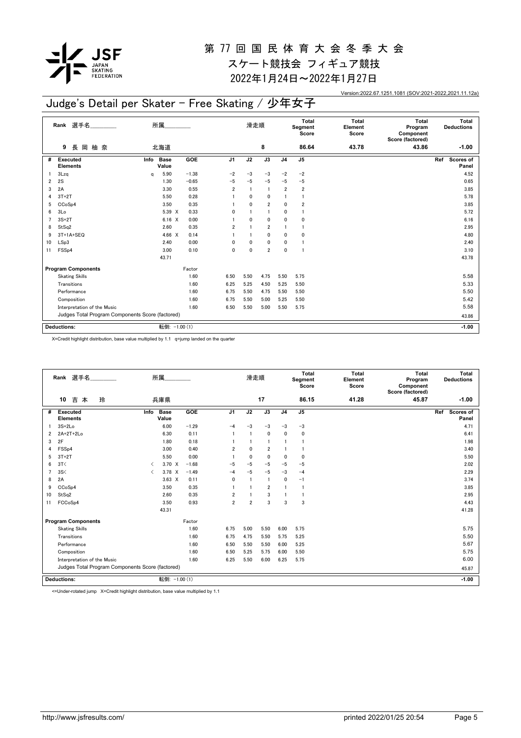# 第 77 回 国 民 体 育 大 会 冬 季 大 会

## スケート競技会 フィギュア競技

## 2022年1月24日～2022年1月27日

Version:2022.67.1251.1081 (SOV:2021-2022,2021.11.12a)

## Judge's Detail per Skater - Free Skating / 少年女子

| Rank | 選手名 | 所属 | 滑走順 | Total Segment Score | Total Element Score | Total Program Component Score (factored) | Total Deductions |
|---|---|---|---|---|---|---|---|
| 9 | 長 岡 柚 奈 | 北海道 | 8 | 86.64 | 43.78 | 43.86 | -1.00 |

| # | Executed Elements | Info | Base Value | GOE | J1 | J2 | J3 | J4 | J5 | Ref | Scores of Panel |
|---|---|---|---|---|---|---|---|---|---|---|---|
| 1 | 3Lzq | q | 5.90 | −1.38 | −2 | −3 | −3 | −2 | −2 | | 4.52 |
| 2 | 2S | | 1.30 | −0.65 | −5 | −5 | −5 | −5 | −5 | | 0.65 |
| 3 | 2A | | 3.30 | 0.55 | 2 | 1 | 1 | 2 | 2 | | 3.85 |
| 4 | 3T+2T | | 5.50 | 0.28 | 1 | 0 | 0 | 1 | 1 | | 5.78 |
| 5 | CCoSp4 | | 3.50 | 0.35 | 1 | 0 | 2 | 0 | 2 | | 3.85 |
| 6 | 3Lo | | 5.39 X | 0.33 | 0 | 1 | 1 | 0 | 1 | | 5.72 |
| 7 | 3S+2T | | 6.16 X | 0.00 | 1 | 0 | 0 | 0 | 0 | | 6.16 |
| 8 | StSq2 | | 2.60 | 0.35 | 2 | 1 | 2 | 1 | 1 | | 2.95 |
| 9 | 3T+1A+SEQ | | 4.66 X | 0.14 | 1 | 1 | 0 | 0 | 0 | | 4.80 |
| 10 | LSp3 | | 2.40 | 0.00 | 0 | 0 | 0 | 0 | 1 | | 2.40 |
| 11 | FSSp4 | | 3.00 | 0.10 | 0 | 0 | 2 | 0 | 1 | | 3.10 |
| | | | 43.71 | | | | | | | | 43.78 |

| Program Components | Factor | J1 | J2 | J3 | J4 | J5 | Scores of Panel |
|---|---|---|---|---|---|---|---|
| Skating Skills | 1.60 | 6.50 | 5.50 | 4.75 | 5.50 | 5.75 | 5.58 |
| Transitions | 1.60 | 6.25 | 5.25 | 4.50 | 5.25 | 5.50 | 5.33 |
| Performance | 1.60 | 6.75 | 5.50 | 4.75 | 5.50 | 5.50 | 5.50 |
| Composition | 1.60 | 6.75 | 5.50 | 5.00 | 5.25 | 5.50 | 5.42 |
| Interpretation of the Music | 1.60 | 6.50 | 5.50 | 5.00 | 5.50 | 5.75 | 5.58 |
| Judges Total Program Components Score (factored) | | | | | | | 43.86 |

| Deductions: | 転倒: −1.00 (1) | -1.00 |
|---|---|---|

X=Credit highlight distribution, base value multiplied by 1.1 q=jump landed on the quarter

| Rank | 選手名 | 所属 | 滑走順 | Total Segment Score | Total Element Score | Total Program Component Score (factored) | Total Deductions |
|---|---|---|---|---|---|---|---|
| 10 | 吉 本 玲 | 兵庫県 | 17 | 86.15 | 41.28 | 45.87 | -1.00 |

| # | Executed Elements | Info | Base Value | GOE | J1 | J2 | J3 | J4 | J5 | Ref | Scores of Panel |
|---|---|---|---|---|---|---|---|---|---|---|---|
| 1 | 3S+2Lo | | 6.00 | −1.29 | −4 | −3 | −3 | −3 | −3 | | 4.71 |
| 2 | 2A+2T+2Lo | | 6.30 | 0.11 | 1 | 1 | 0 | 0 | 0 | | 6.41 |
| 3 | 2F | | 1.80 | 0.18 | 1 | 1 | 1 | 1 | 1 | | 1.98 |
| 4 | FSSp4 | | 3.00 | 0.40 | 2 | 0 | 2 | 1 | 1 | | 3.40 |
| 5 | 3T+2T | | 5.50 | 0.00 | 1 | 0 | 0 | 0 | 0 | | 5.50 |
| 6 | 3T< | < | 3.70 X | −1.68 | −5 | −5 | −5 | −5 | −5 | | 2.02 |
| 7 | 3S< | < | 3.78 X | −1.49 | −4 | −5 | −5 | −3 | −4 | | 2.29 |
| 8 | 2A | | 3.63 X | 0.11 | 0 | 1 | 1 | 0 | −1 | | 3.74 |
| 9 | CCoSp4 | | 3.50 | 0.35 | 1 | 1 | 2 | 1 | 1 | | 3.85 |
| 10 | StSq2 | | 2.60 | 0.35 | 2 | 1 | 3 | 1 | 1 | | 2.95 |
| 11 | FCCoSp4 | | 3.50 | 0.93 | 2 | 2 | 3 | 3 | 3 | | 4.43 |
| | | | 43.31 | | | | | | | | 41.28 |

| Program Components | Factor | J1 | J2 | J3 | J4 | J5 | Scores of Panel |
|---|---|---|---|---|---|---|---|
| Skating Skills | 1.60 | 6.75 | 5.00 | 5.50 | 6.00 | 5.75 | 5.75 |
| Transitions | 1.60 | 6.75 | 4.75 | 5.50 | 5.75 | 5.25 | 5.50 |
| Performance | 1.60 | 6.50 | 5.50 | 5.50 | 6.00 | 5.25 | 5.67 |
| Composition | 1.60 | 6.50 | 5.25 | 5.75 | 6.00 | 5.50 | 5.75 |
| Interpretation of the Music | 1.60 | 6.25 | 5.50 | 6.00 | 6.25 | 5.75 | 6.00 |
| Judges Total Program Components Score (factored) | | | | | | | 45.87 |

| Deductions: | 転倒: −1.00 (1) | -1.00 |
|---|---|---|

<=Under-rotated jump X=Credit highlight distribution, base value multiplied by 1.1

http://www.jsfresults.com/ printed 2022/01/25 20:54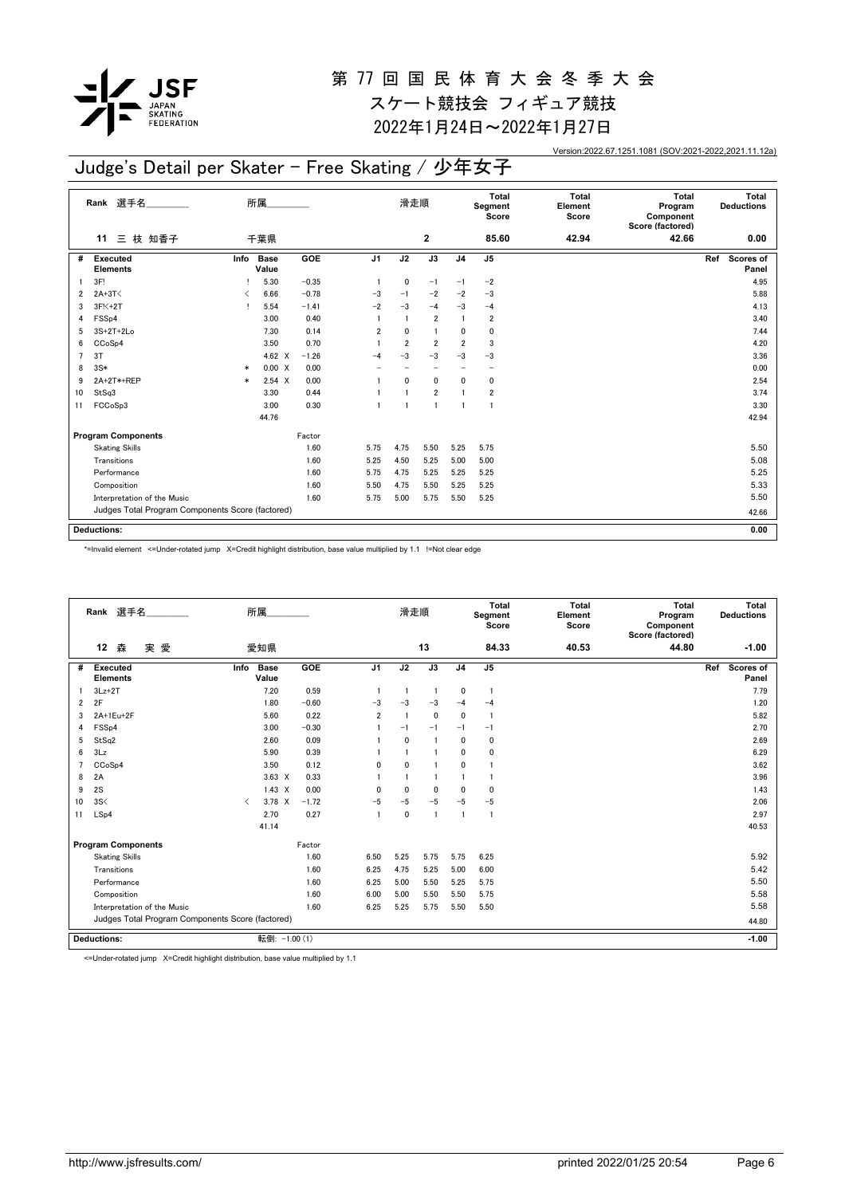# 第 77 回 国 民 体 育 大 会 冬 季 大 会

スケート競技会 フィギュア競技

2022年1月24日～2022年1月27日

Version:2022.67.1251.1081 (SOV:2021-2022,2021.11.12a)

## Judge's Detail per Skater - Free Skating / 少年女子

| Rank | 選手名 | 所属 | 滑走順 | Total Segment Score | Total Element Score | Total Program Component Score (factored) | Total Deductions |
|---|---|---|---|---|---|---|---|
| 11 | 三 枝 知香子 | 千葉県 | 2 | 85.60 | 42.94 | 42.66 | 0.00 |

| # | Executed Elements | Info | Base Value | | GOE | J1 | J2 | J3 | J4 | J5 | Ref | Scores of Panel |
|---|---|---|---|---|---|---|---|---|---|---|---|---|
| 1 | 3F! | ! | 5.30 | | -0.35 | 1 | 0 | -1 | -1 | -2 | | 4.95 |
| 2 | 2A+3T< | < | 6.66 | | -0.78 | -3 | -1 | -2 | -2 | -3 | | 5.88 |
| 3 | 3F!<+2T | ! | 5.54 | | -1.41 | -2 | -3 | -4 | -3 | -4 | | 4.13 |
| 4 | FSSp4 | | 3.00 | | 0.40 | 1 | 1 | 2 | 1 | 2 | | 3.40 |
| 5 | 3S+2T+2Lo | | 7.30 | | 0.14 | 2 | 0 | 1 | 0 | 0 | | 7.44 |
| 6 | CCoSp4 | | 3.50 | | 0.70 | 1 | 2 | 2 | 2 | 3 | | 4.20 |
| 7 | 3T | | 4.62 | X | -1.26 | -4 | -3 | -3 | -3 | -3 | | 3.36 |
| 8 | 3S* | * | 0.00 | X | 0.00 | - | - | - | - | - | | 0.00 |
| 9 | 2A+2T*+REP | * | 2.54 | X | 0.00 | 1 | 0 | 0 | 0 | 0 | | 2.54 |
| 10 | StSq3 | | 3.30 | | 0.44 | 1 | 1 | 2 | 1 | 2 | | 3.74 |
| 11 | FCCoSp3 | | 3.00 | | 0.30 | 1 | 1 | 1 | 1 | 1 | | 3.30 |
| | | | 44.76 | | | | | | | | | 42.94 |

| Program Components | Factor | J1 | J2 | J3 | J4 | J5 | Scores of Panel |
|---|---|---|---|---|---|---|---|
| Skating Skills | 1.60 | 5.75 | 4.75 | 5.50 | 5.25 | 5.75 | 5.50 |
| Transitions | 1.60 | 5.25 | 4.50 | 5.25 | 5.00 | 5.00 | 5.08 |
| Performance | 1.60 | 5.75 | 4.75 | 5.25 | 5.25 | 5.25 | 5.25 |
| Composition | 1.60 | 5.50 | 4.75 | 5.50 | 5.25 | 5.25 | 5.33 |
| Interpretation of the Music | 1.60 | 5.75 | 5.00 | 5.75 | 5.50 | 5.25 | 5.50 |
| Judges Total Program Components Score (factored) | | | | | | | 42.66 |

**Deductions:** 0.00

*=Invalid element <=Under-rotated jump X=Credit highlight distribution, base value multiplied by 1.1 !=Not clear edge

| Rank | 選手名 | 所属 | 滑走順 | Total Segment Score | Total Element Score | Total Program Component Score (factored) | Total Deductions |
|---|---|---|---|---|---|---|---|
| 12 | 森 実 愛 | 愛知県 | 13 | 84.33 | 40.53 | 44.80 | -1.00 |

| # | Executed Elements | Info | Base Value | | GOE | J1 | J2 | J3 | J4 | J5 | Ref | Scores of Panel |
|---|---|---|---|---|---|---|---|---|---|---|---|---|
| 1 | 3Lz+2T | | 7.20 | | 0.59 | 1 | 1 | 1 | 0 | 1 | | 7.79 |
| 2 | 2F | | 1.80 | | -0.60 | -3 | -3 | -3 | -4 | -4 | | 1.20 |
| 3 | 2A+1Eu+2F | | 5.60 | | 0.22 | 2 | 1 | 0 | 0 | 1 | | 5.82 |
| 4 | FSSp4 | | 3.00 | | -0.30 | 1 | -1 | -1 | -1 | -1 | | 2.70 |
| 5 | StSq2 | | 2.60 | | 0.09 | 1 | 0 | 1 | 0 | 0 | | 2.69 |
| 6 | 3Lz | | 5.90 | | 0.39 | 1 | 1 | 1 | 0 | 0 | | 6.29 |
| 7 | CCoSp4 | | 3.50 | | 0.12 | 0 | 0 | 1 | 0 | 1 | | 3.62 |
| 8 | 2A | | 3.63 | X | 0.33 | 1 | 1 | 1 | 1 | 1 | | 3.96 |
| 9 | 2S | | 1.43 | X | 0.00 | 0 | 0 | 0 | 0 | 0 | | 1.43 |
| 10 | 3S< | < | 3.78 | X | -1.72 | -5 | -5 | -5 | -5 | -5 | | 2.06 |
| 11 | LSp4 | | 2.70 | | 0.27 | 1 | 0 | 1 | 1 | 1 | | 2.97 |
| | | | 41.14 | | | | | | | | | 40.53 |

| Program Components | Factor | J1 | J2 | J3 | J4 | J5 | Scores of Panel |
|---|---|---|---|---|---|---|---|
| Skating Skills | 1.60 | 6.50 | 5.25 | 5.75 | 5.75 | 6.25 | 5.92 |
| Transitions | 1.60 | 6.25 | 4.75 | 5.25 | 5.00 | 6.00 | 5.42 |
| Performance | 1.60 | 6.25 | 5.00 | 5.50 | 5.25 | 5.75 | 5.50 |
| Composition | 1.60 | 6.00 | 5.00 | 5.50 | 5.50 | 5.75 | 5.58 |
| Interpretation of the Music | 1.60 | 6.25 | 5.25 | 5.75 | 5.50 | 5.50 | 5.58 |
| Judges Total Program Components Score (factored) | | | | | | | 44.80 |

**Deductions:** 転倒: -1.00 (1) -1.00

<=Under-rotated jump X=Credit highlight distribution, base value multiplied by 1.1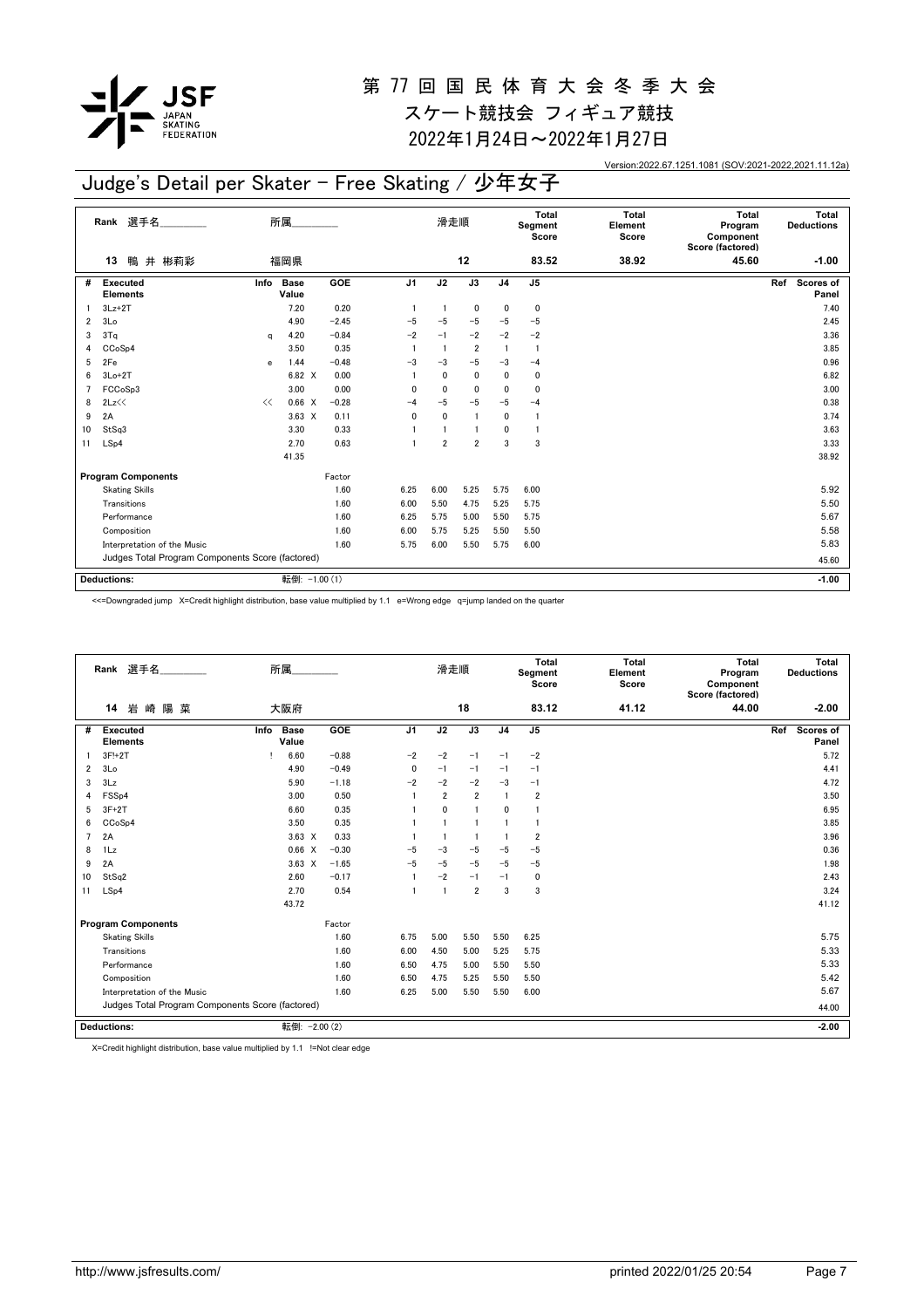# 第 77 回 国 民 体 育 大 会 冬 季 大 会

スケート競技会 フィギュア競技

2022年1月24日～2022年1月27日

Version:2022.67.1251.1081 (SOV:2021-2022,2021.11.12a)

## Judge's Detail per Skater - Free Skating / 少年女子

| Rank | 選手名 | 所属 | 滑走順 | Total Segment Score | Total Element Score | Total Program Component Score (factored) | Total Deductions |
|---|---|---|---|---|---|---|---|
| 13 | 鴨 井 彬莉彩 | 福岡県 | 12 | 83.52 | 38.92 | 45.60 | -1.00 |

| # | Executed Elements | Info | Base Value | | GOE | J1 | J2 | J3 | J4 | J5 | Ref | Scores of Panel |
|---|---|---|---|---|---|---|---|---|---|---|---|---|
| 1 | 3Lz+2T | | 7.20 | | 0.20 | 1 | 1 | 0 | 0 | 0 | | 7.40 |
| 2 | 3Lo | | 4.90 | | −2.45 | −5 | −5 | −5 | −5 | −5 | | 2.45 |
| 3 | 3Tq | q | 4.20 | | −0.84 | −2 | −1 | −2 | −2 | −2 | | 3.36 |
| 4 | CCoSp4 | | 3.50 | | 0.35 | 1 | 1 | 2 | 1 | 1 | | 3.85 |
| 5 | 2Fe | e | 1.44 | | −0.48 | −3 | −3 | −5 | −3 | −4 | | 0.96 |
| 6 | 3Lo+2T | | 6.82 | X | 0.00 | 1 | 0 | 0 | 0 | 0 | | 6.82 |
| 7 | FCCoSp3 | | 3.00 | | 0.00 | 0 | 0 | 0 | 0 | 0 | | 3.00 |
| 8 | 2Lz<< | << | 0.66 | X | −0.28 | −4 | −5 | −5 | −5 | −4 | | 0.38 |
| 9 | 2A | | 3.63 | X | 0.11 | 0 | 0 | 1 | 0 | 1 | | 3.74 |
| 10 | StSq3 | | 3.30 | | 0.33 | 1 | 1 | 1 | 0 | 1 | | 3.63 |
| 11 | LSp4 | | 2.70 | | 0.63 | 1 | 2 | 2 | 3 | 3 | | 3.33 |
| | | | 41.35 | | | | | | | | | 38.92 |

| Program Components | Factor | J1 | J2 | J3 | J4 | J5 | Scores of Panel |
|---|---|---|---|---|---|---|---|
| Skating Skills | 1.60 | 6.25 | 6.00 | 5.25 | 5.75 | 6.00 | 5.92 |
| Transitions | 1.60 | 6.00 | 5.50 | 4.75 | 5.25 | 5.75 | 5.50 |
| Performance | 1.60 | 6.25 | 5.75 | 5.00 | 5.50 | 5.75 | 5.67 |
| Composition | 1.60 | 6.00 | 5.75 | 5.25 | 5.50 | 5.50 | 5.58 |
| Interpretation of the Music | 1.60 | 5.75 | 6.00 | 5.50 | 5.75 | 6.00 | 5.83 |
| Judges Total Program Components Score (factored) | | | | | | | 45.60 |

| Deductions: | 転倒: −1.00 (1) | -1.00 |
|---|---|---|

<<=Downgraded jump X=Credit highlight distribution, base value multiplied by 1.1 e=Wrong edge q=jump landed on the quarter

| Rank | 選手名 | 所属 | 滑走順 | Total Segment Score | Total Element Score | Total Program Component Score (factored) | Total Deductions |
|---|---|---|---|---|---|---|---|
| 14 | 岩 崎 陽 菜 | 大阪府 | 18 | 83.12 | 41.12 | 44.00 | -2.00 |

| # | Executed Elements | Info | Base Value | | GOE | J1 | J2 | J3 | J4 | J5 | Ref | Scores of Panel |
|---|---|---|---|---|---|---|---|---|---|---|---|---|
| 1 | 3F!+2T | ! | 6.60 | | −0.88 | −2 | −2 | −1 | −1 | −2 | | 5.72 |
| 2 | 3Lo | | 4.90 | | −0.49 | 0 | −1 | −1 | −1 | −1 | | 4.41 |
| 3 | 3Lz | | 5.90 | | −1.18 | −2 | −2 | −2 | −3 | −1 | | 4.72 |
| 4 | FSSp4 | | 3.00 | | 0.50 | 1 | 2 | 2 | 1 | 2 | | 3.50 |
| 5 | 3F+2T | | 6.60 | | 0.35 | 1 | 0 | 1 | 0 | 1 | | 6.95 |
| 6 | CCoSp4 | | 3.50 | | 0.35 | 1 | 1 | 1 | 1 | 1 | | 3.85 |
| 7 | 2A | | 3.63 | X | 0.33 | 1 | 1 | 1 | 1 | 2 | | 3.96 |
| 8 | 1Lz | | 0.66 | X | −0.30 | −5 | −3 | −5 | −5 | −5 | | 0.36 |
| 9 | 2A | | 3.63 | X | −1.65 | −5 | −5 | −5 | −5 | −5 | | 1.98 |
| 10 | StSq2 | | 2.60 | | −0.17 | 1 | −2 | −1 | −1 | 0 | | 2.43 |
| 11 | LSp4 | | 2.70 | | 0.54 | 1 | 1 | 2 | 3 | 3 | | 3.24 |
| | | | 43.72 | | | | | | | | | 41.12 |

| Program Components | Factor | J1 | J2 | J3 | J4 | J5 | Scores of Panel |
|---|---|---|---|---|---|---|---|
| Skating Skills | 1.60 | 6.75 | 5.00 | 5.50 | 5.50 | 6.25 | 5.75 |
| Transitions | 1.60 | 6.00 | 4.50 | 5.00 | 5.25 | 5.75 | 5.33 |
| Performance | 1.60 | 6.50 | 4.75 | 5.00 | 5.50 | 5.50 | 5.33 |
| Composition | 1.60 | 6.50 | 4.75 | 5.25 | 5.50 | 5.50 | 5.42 |
| Interpretation of the Music | 1.60 | 6.25 | 5.00 | 5.50 | 5.50 | 6.00 | 5.67 |
| Judges Total Program Components Score (factored) | | | | | | | 44.00 |

| Deductions: | 転倒: −2.00 (2) | -2.00 |
|---|---|---|

X=Credit highlight distribution, base value multiplied by 1.1 !=Not clear edge

http://www.jsfresults.com/ printed 2022/01/25 20:54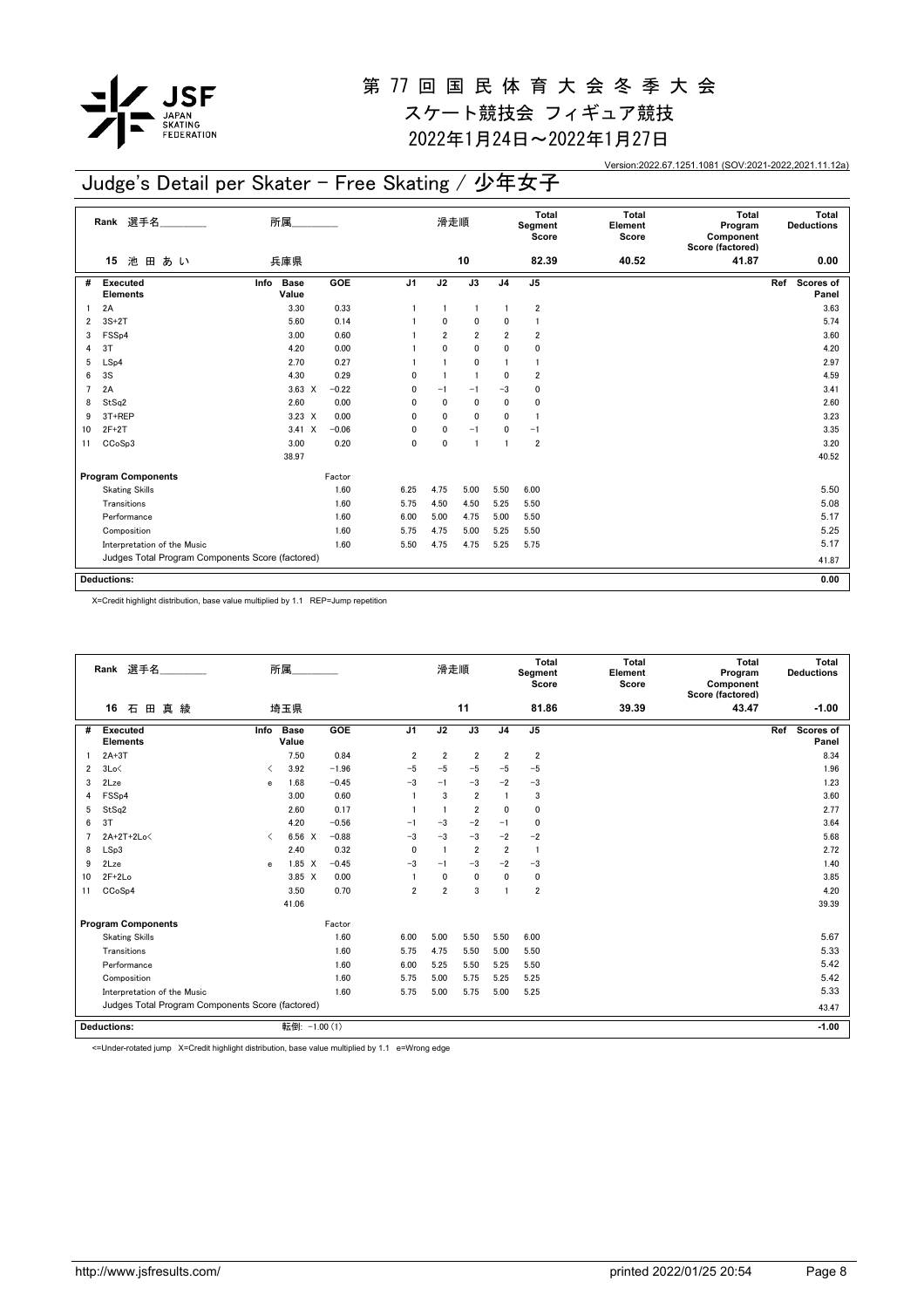# 第 77 回 国 民 体 育 大 会 冬 季 大 会

## スケート競技会 フィギュア競技

## 2022年1月24日～2022年1月27日

Version:2022.67.1251.1081 (SOV:2021-2022,2021.11.12a)

## Judge's Detail per Skater - Free Skating / 少年女子

| Rank | 選手名 | 所属 | 滑走順 | Total Segment Score | Total Element Score | Total Program Component Score (factored) | Total Deductions |
|---|---|---|---|---|---|---|---|
| 15 | 池 田 あ い | 兵庫県 | 10 | 82.39 | 40.52 | 41.87 | 0.00 |

| # | Executed Elements | Info | Base Value | | GOE | J1 | J2 | J3 | J4 | J5 | Ref | Scores of Panel |
|---|---|---|---|---|---|---|---|---|---|---|---|---|
| 1 | 2A | | 3.30 | | 0.33 | 1 | 1 | 1 | 1 | 2 | | 3.63 |
| 2 | 3S+2T | | 5.60 | | 0.14 | 1 | 0 | 0 | 0 | 1 | | 5.74 |
| 3 | FSSp4 | | 3.00 | | 0.60 | 1 | 2 | 2 | 2 | 2 | | 3.60 |
| 4 | 3T | | 4.20 | | 0.00 | 1 | 0 | 0 | 0 | 0 | | 4.20 |
| 5 | LSp4 | | 2.70 | | 0.27 | 1 | 1 | 0 | 1 | 1 | | 2.97 |
| 6 | 3S | | 4.30 | | 0.29 | 0 | 1 | 1 | 0 | 2 | | 4.59 |
| 7 | 2A | | 3.63 | X | −0.22 | 0 | −1 | −1 | −3 | 0 | | 3.41 |
| 8 | StSq2 | | 2.60 | | 0.00 | 0 | 0 | 0 | 0 | 0 | | 2.60 |
| 9 | 3T+REP | | 3.23 | X | 0.00 | 0 | 0 | 0 | 0 | 1 | | 3.23 |
| 10 | 2F+2T | | 3.41 | X | −0.06 | 0 | 0 | −1 | 0 | −1 | | 3.35 |
| 11 | CCoSp3 | | 3.00 | | 0.20 | 0 | 0 | 1 | 1 | 2 | | 3.20 |
| | | | 38.97 | | | | | | | | | 40.52 |

| Program Components | Factor | J1 | J2 | J3 | J4 | J5 | Scores of Panel |
|---|---|---|---|---|---|---|---|
| Skating Skills | 1.60 | 6.25 | 4.75 | 5.00 | 5.50 | 6.00 | 5.50 |
| Transitions | 1.60 | 5.75 | 4.50 | 4.50 | 5.25 | 5.50 | 5.08 |
| Performance | 1.60 | 6.00 | 5.00 | 4.75 | 5.00 | 5.50 | 5.17 |
| Composition | 1.60 | 5.75 | 4.75 | 5.00 | 5.25 | 5.50 | 5.25 |
| Interpretation of the Music | 1.60 | 5.50 | 4.75 | 4.75 | 5.25 | 5.75 | 5.17 |
| Judges Total Program Components Score (factored) | | | | | | | 41.87 |

**Deductions:** 0.00

X=Credit highlight distribution, base value multiplied by 1.1 REP=Jump repetition

| Rank | 選手名 | 所属 | 滑走順 | Total Segment Score | Total Element Score | Total Program Component Score (factored) | Total Deductions |
|---|---|---|---|---|---|---|---|
| 16 | 石 田 真 綾 | 埼玉県 | 11 | 81.86 | 39.39 | 43.47 | -1.00 |

| # | Executed Elements | Info | Base Value | | GOE | J1 | J2 | J3 | J4 | J5 | Ref | Scores of Panel |
|---|---|---|---|---|---|---|---|---|---|---|---|---|
| 1 | 2A+3T | | 7.50 | | 0.84 | 2 | 2 | 2 | 2 | 2 | | 8.34 |
| 2 | 3Lo< | < | 3.92 | | −1.96 | −5 | −5 | −5 | −5 | −5 | | 1.96 |
| 3 | 2Lze | e | 1.68 | | −0.45 | −3 | −1 | −3 | −2 | −3 | | 1.23 |
| 4 | FSSp4 | | 3.00 | | 0.60 | 1 | 3 | 2 | 1 | 3 | | 3.60 |
| 5 | StSq2 | | 2.60 | | 0.17 | 1 | 1 | 2 | 0 | 0 | | 2.77 |
| 6 | 3T | | 4.20 | | −0.56 | −1 | −3 | −2 | −1 | 0 | | 3.64 |
| 7 | 2A+2T+2Lo< | < | 6.56 | X | −0.88 | −3 | −3 | −3 | −2 | −2 | | 5.68 |
| 8 | LSp3 | | 2.40 | | 0.32 | 0 | 1 | 2 | 2 | 1 | | 2.72 |
| 9 | 2Lze | e | 1.85 | X | −0.45 | −3 | −1 | −3 | −2 | −3 | | 1.40 |
| 10 | 2F+2Lo | | 3.85 | X | 0.00 | 1 | 0 | 0 | 0 | 0 | | 3.85 |
| 11 | CCoSp4 | | 3.50 | | 0.70 | 2 | 2 | 3 | 1 | 2 | | 4.20 |
| | | | 41.06 | | | | | | | | | 39.39 |

| Program Components | Factor | J1 | J2 | J3 | J4 | J5 | Scores of Panel |
|---|---|---|---|---|---|---|---|
| Skating Skills | 1.60 | 6.00 | 5.00 | 5.50 | 5.50 | 6.00 | 5.67 |
| Transitions | 1.60 | 5.75 | 4.75 | 5.50 | 5.00 | 5.50 | 5.33 |
| Performance | 1.60 | 6.00 | 5.25 | 5.50 | 5.25 | 5.50 | 5.42 |
| Composition | 1.60 | 5.75 | 5.00 | 5.75 | 5.25 | 5.25 | 5.42 |
| Interpretation of the Music | 1.60 | 5.75 | 5.00 | 5.75 | 5.00 | 5.25 | 5.33 |
| Judges Total Program Components Score (factored) | | | | | | | 43.47 |

**Deductions:** 転倒: −1.00 (1) -1.00

<=Under-rotated jump X=Credit highlight distribution, base value multiplied by 1.1 e=Wrong edge

http://www.jsfresults.com/ printed 2022/01/25 20:54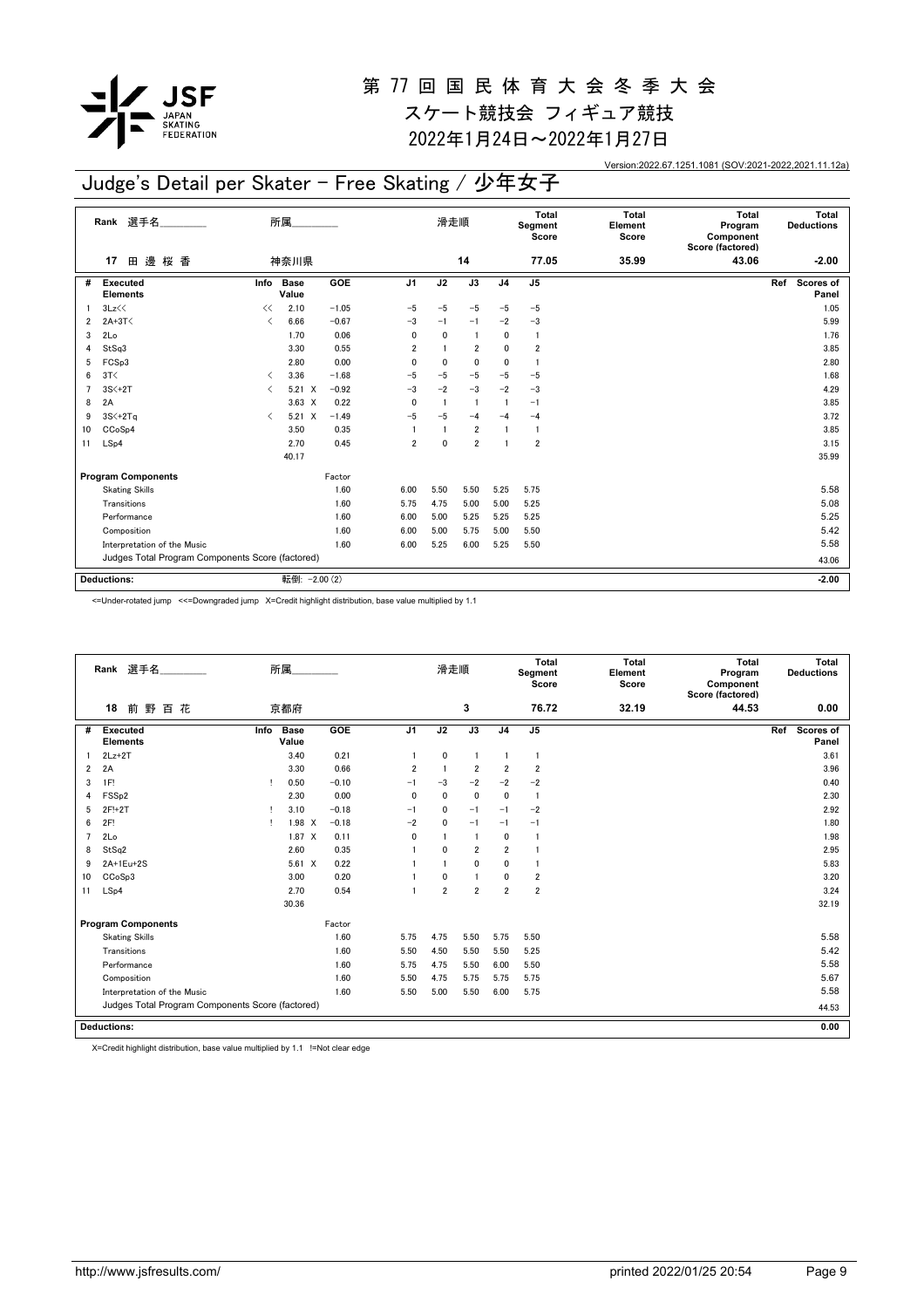# 第 77 回 国 民 体 育 大 会 冬 季 大 会

スケート競技会 フィギュア競技

2022年1月24日～2022年1月27日

Version:2022.67.1251.1081 (SOV:2021-2022,2021.11.12a)

## Judge's Detail per Skater - Free Skating / 少年女子

| Rank | 選手名 | 所属 | 滑走順 | Total Segment Score | Total Element Score | Total Program Component Score (factored) | Total Deductions |
|---|---|---|---|---|---|---|---|
| 17 | 田 邉 桜 香 | 神奈川県 | 14 | 77.05 | 35.99 | 43.06 | -2.00 |

| # | Executed Elements | Info | Base Value | GOE | J1 | J2 | J3 | J4 | J5 | Ref | Scores of Panel |
|---|---|---|---|---|---|---|---|---|---|---|---|
| 1 | 3Lz<< | << | 2.10 | −1.05 | −5 | −5 | −5 | −5 | −5 | | 1.05 |
| 2 | 2A+3T< | < | 6.66 | −0.67 | −3 | −1 | −1 | −2 | −3 | | 5.99 |
| 3 | 2Lo | | 1.70 | 0.06 | 0 | 0 | 1 | 0 | 1 | | 1.76 |
| 4 | StSq3 | | 3.30 | 0.55 | 2 | 1 | 2 | 0 | 2 | | 3.85 |
| 5 | FCSp3 | | 2.80 | 0.00 | 0 | 0 | 0 | 0 | 1 | | 2.80 |
| 6 | 3T< | < | 3.36 | −1.68 | −5 | −5 | −5 | −5 | −5 | | 1.68 |
| 7 | 3S<+2T | < | 5.21 X | −0.92 | −3 | −2 | −3 | −2 | −3 | | 4.29 |
| 8 | 2A | | 3.63 X | 0.22 | 0 | 1 | 1 | 1 | −1 | | 3.85 |
| 9 | 3S<+2Tq | < | 5.21 X | −1.49 | −5 | −5 | −4 | −4 | −4 | | 3.72 |
| 10 | CCoSp4 | | 3.50 | 0.35 | 1 | 1 | 2 | 1 | 1 | | 3.85 |
| 11 | LSp4 | | 2.70 | 0.45 | 2 | 0 | 2 | 1 | 2 | | 3.15 |
| | | | 40.17 | | | | | | | | 35.99 |

| Program Components | Factor | J1 | J2 | J3 | J4 | J5 | Scores of Panel |
|---|---|---|---|---|---|---|---|
| Skating Skills | 1.60 | 6.00 | 5.50 | 5.50 | 5.25 | 5.75 | 5.58 |
| Transitions | 1.60 | 5.75 | 4.75 | 5.00 | 5.00 | 5.25 | 5.08 |
| Performance | 1.60 | 6.00 | 5.00 | 5.25 | 5.25 | 5.25 | 5.25 |
| Composition | 1.60 | 6.00 | 5.00 | 5.75 | 5.00 | 5.50 | 5.42 |
| Interpretation of the Music | 1.60 | 6.00 | 5.25 | 6.00 | 5.25 | 5.50 | 5.58 |
| Judges Total Program Components Score (factored) | | | | | | | 43.06 |

| Deductions: | 転倒: −2.00 (2) | -2.00 |
|---|---|---|

<=Under-rotated jump <<=Downgraded jump X=Credit highlight distribution, base value multiplied by 1.1

| Rank | 選手名 | 所属 | 滑走順 | Total Segment Score | Total Element Score | Total Program Component Score (factored) | Total Deductions |
|---|---|---|---|---|---|---|---|
| 18 | 前 野 百 花 | 京都府 | 3 | 76.72 | 32.19 | 44.53 | 0.00 |

| # | Executed Elements | Info | Base Value | GOE | J1 | J2 | J3 | J4 | J5 | Ref | Scores of Panel |
|---|---|---|---|---|---|---|---|---|---|---|---|
| 1 | 2Lz+2T | | 3.40 | 0.21 | 1 | 0 | 1 | 1 | 1 | | 3.61 |
| 2 | 2A | | 3.30 | 0.66 | 2 | 1 | 2 | 2 | 2 | | 3.96 |
| 3 | 1F! | ! | 0.50 | −0.10 | −1 | −3 | −2 | −2 | −2 | | 0.40 |
| 4 | FSSp2 | | 2.30 | 0.00 | 0 | 0 | 0 | 0 | 1 | | 2.30 |
| 5 | 2F!+2T | ! | 3.10 | −0.18 | −1 | 0 | −1 | −1 | −2 | | 2.92 |
| 6 | 2F! | ! | 1.98 X | −0.18 | −2 | 0 | −1 | −1 | −1 | | 1.80 |
| 7 | 2Lo | | 1.87 X | 0.11 | 0 | 1 | 1 | 0 | 1 | | 1.98 |
| 8 | StSq2 | | 2.60 | 0.35 | 1 | 0 | 2 | 2 | 1 | | 2.95 |
| 9 | 2A+1Eu+2S | | 5.61 X | 0.22 | 1 | 1 | 0 | 0 | 1 | | 5.83 |
| 10 | CCoSp3 | | 3.00 | 0.20 | 1 | 0 | 1 | 0 | 2 | | 3.20 |
| 11 | LSp4 | | 2.70 | 0.54 | 1 | 2 | 2 | 2 | 2 | | 3.24 |
| | | | 30.36 | | | | | | | | 32.19 |

| Program Components | Factor | J1 | J2 | J3 | J4 | J5 | Scores of Panel |
|---|---|---|---|---|---|---|---|
| Skating Skills | 1.60 | 5.75 | 4.75 | 5.50 | 5.75 | 5.50 | 5.58 |
| Transitions | 1.60 | 5.50 | 4.50 | 5.50 | 5.50 | 5.25 | 5.42 |
| Performance | 1.60 | 5.75 | 4.75 | 5.50 | 6.00 | 5.50 | 5.58 |
| Composition | 1.60 | 5.50 | 4.75 | 5.75 | 5.75 | 5.75 | 5.67 |
| Interpretation of the Music | 1.60 | 5.50 | 5.00 | 5.50 | 6.00 | 5.75 | 5.58 |
| Judges Total Program Components Score (factored) | | | | | | | 44.53 |

| Deductions: | | 0.00 |
|---|---|---|

X=Credit highlight distribution, base value multiplied by 1.1 !=Not clear edge

http://www.jsfresults.com/ printed 2022/01/25 20:54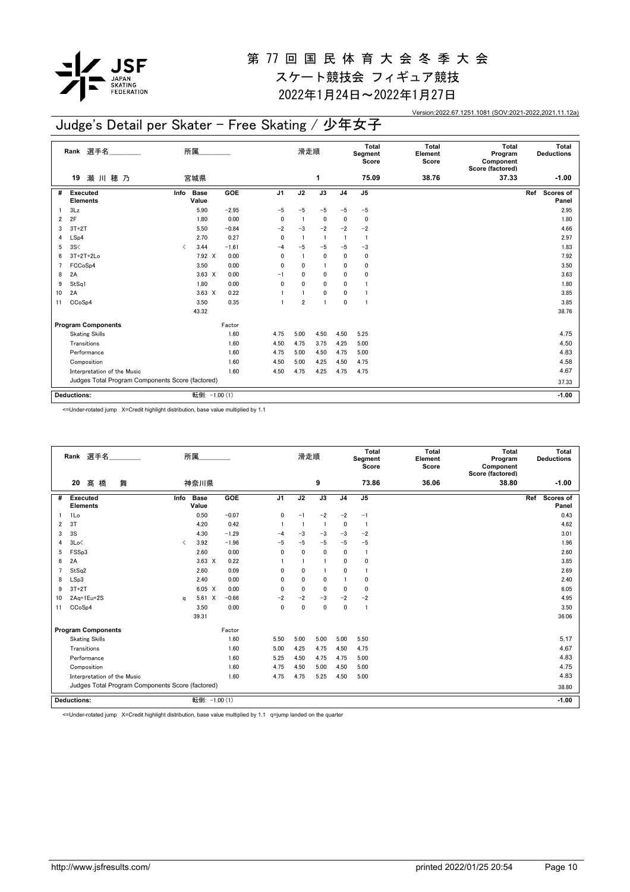# 第 77 回 国 民 体 育 大 会 冬 季 大 会

## スケート競技会 フィギュア競技

## 2022年1月24日～2022年1月27日

Version:2022.67.1251.1081 (SOV:2021-2022,2021.11.12a)

## Judge's Detail per Skater - Free Skating / 少年女子

| Rank | 選手名 | 所属 | 滑走順 | Total Segment Score | Total Element Score | Total Program Component Score (factored) | Total Deductions |
|---|---|---|---|---|---|---|---|
| 19 | 瀬 川 穂 乃 | 宮城県 | 1 | 75.09 | 38.76 | 37.33 | -1.00 |

| # | Executed Elements | Info | Base Value | GOE | J1 | J2 | J3 | J4 | J5 | Ref | Scores of Panel |
|---|---|---|---|---|---|---|---|---|---|---|---|
| 1 | 3Lz | | 5.90 | −2.95 | −5 | −5 | −5 | −5 | −5 | | 2.95 |
| 2 | 2F | | 1.80 | 0.00 | 0 | 1 | 0 | 0 | 0 | | 1.80 |
| 3 | 3T+2T | | 5.50 | −0.84 | −2 | −3 | −2 | −2 | −2 | | 4.66 |
| 4 | LSp4 | | 2.70 | 0.27 | 0 | 1 | 1 | 1 | 1 | | 2.97 |
| 5 | 3S< | < | 3.44 | −1.61 | −4 | −5 | −5 | −5 | −3 | | 1.83 |
| 6 | 3T+2T+2Lo | | 7.92 X | 0.00 | 0 | 1 | 0 | 0 | 0 | | 7.92 |
| 7 | FCCoSp4 | | 3.50 | 0.00 | 0 | 0 | 1 | 0 | 0 | | 3.50 |
| 8 | 2A | | 3.63 X | 0.00 | −1 | 0 | 0 | 0 | 0 | | 3.63 |
| 9 | StSq1 | | 1.80 | 0.00 | 0 | 0 | 0 | 0 | 1 | | 1.80 |
| 10 | 2A | | 3.63 X | 0.22 | 1 | 1 | 0 | 0 | 1 | | 3.85 |
| 11 | CCoSp4 | | 3.50 | 0.35 | 1 | 2 | 1 | 0 | 1 | | 3.85 |
| | | | 43.32 | | | | | | | | 38.76 |

| Program Components | Factor | J1 | J2 | J3 | J4 | J5 | Scores of Panel |
|---|---|---|---|---|---|---|---|
| Skating Skills | 1.60 | 4.75 | 5.00 | 4.50 | 4.50 | 5.25 | 4.75 |
| Transitions | 1.60 | 4.50 | 4.75 | 3.75 | 4.25 | 5.00 | 4.50 |
| Performance | 1.60 | 4.75 | 5.00 | 4.50 | 4.75 | 5.00 | 4.83 |
| Composition | 1.60 | 4.50 | 5.00 | 4.25 | 4.50 | 4.75 | 4.58 |
| Interpretation of the Music | 1.60 | 4.50 | 4.75 | 4.25 | 4.75 | 4.75 | 4.67 |
| Judges Total Program Components Score (factored) | | | | | | | 37.33 |

| Deductions: | 転倒: −1.00 (1) | −1.00 |
|---|---|---|

<=Under-rotated jump X=Credit highlight distribution, base value multiplied by 1.1

| Rank | 選手名 | 所属 | 滑走順 | Total Segment Score | Total Element Score | Total Program Component Score (factored) | Total Deductions |
|---|---|---|---|---|---|---|---|
| 20 | 高 橋 舞 | 神奈川県 | 9 | 73.86 | 36.06 | 38.80 | -1.00 |

| # | Executed Elements | Info | Base Value | GOE | J1 | J2 | J3 | J4 | J5 | Ref | Scores of Panel |
|---|---|---|---|---|---|---|---|---|---|---|---|
| 1 | 1Lo | | 0.50 | −0.07 | 0 | −1 | −2 | −2 | −1 | | 0.43 |
| 2 | 3T | | 4.20 | 0.42 | 1 | 1 | 1 | 0 | 1 | | 4.62 |
| 3 | 3S | | 4.30 | −1.29 | −4 | −3 | −3 | −3 | −2 | | 3.01 |
| 4 | 3Lo< | < | 3.92 | −1.96 | −5 | −5 | −5 | −5 | −5 | | 1.96 |
| 5 | FSSp3 | | 2.60 | 0.00 | 0 | 0 | 0 | 0 | 1 | | 2.60 |
| 6 | 2A | | 3.63 X | 0.22 | 1 | 1 | 1 | 0 | 0 | | 3.85 |
| 7 | StSq2 | | 2.60 | 0.09 | 0 | 0 | 1 | 0 | 1 | | 2.69 |
| 8 | LSp3 | | 2.40 | 0.00 | 0 | 0 | 0 | 1 | 0 | | 2.40 |
| 9 | 3T+2T | | 6.05 X | 0.00 | 0 | 0 | 0 | 0 | 0 | | 6.05 |
| 10 | 2Aq+1Eu+2S | q | 5.61 X | −0.66 | −2 | −2 | −3 | −2 | −2 | | 4.95 |
| 11 | CCoSp4 | | 3.50 | 0.00 | 0 | 0 | 0 | 0 | 1 | | 3.50 |
| | | | 39.31 | | | | | | | | 36.06 |

| Program Components | Factor | J1 | J2 | J3 | J4 | J5 | Scores of Panel |
|---|---|---|---|---|---|---|---|
| Skating Skills | 1.60 | 5.50 | 5.00 | 5.00 | 5.00 | 5.50 | 5.17 |
| Transitions | 1.60 | 5.00 | 4.25 | 4.75 | 4.50 | 4.75 | 4.67 |
| Performance | 1.60 | 5.25 | 4.50 | 4.75 | 4.75 | 5.00 | 4.83 |
| Composition | 1.60 | 4.75 | 4.50 | 5.00 | 4.50 | 5.00 | 4.75 |
| Interpretation of the Music | 1.60 | 4.75 | 4.75 | 5.25 | 4.50 | 5.00 | 4.83 |
| Judges Total Program Components Score (factored) | | | | | | | 38.80 |

| Deductions: | 転倒: −1.00 (1) | −1.00 |
|---|---|---|

<=Under-rotated jump X=Credit highlight distribution, base value multiplied by 1.1 q=jump landed on the quarter

http://www.jsfresults.com/ printed 2022/01/25 20:54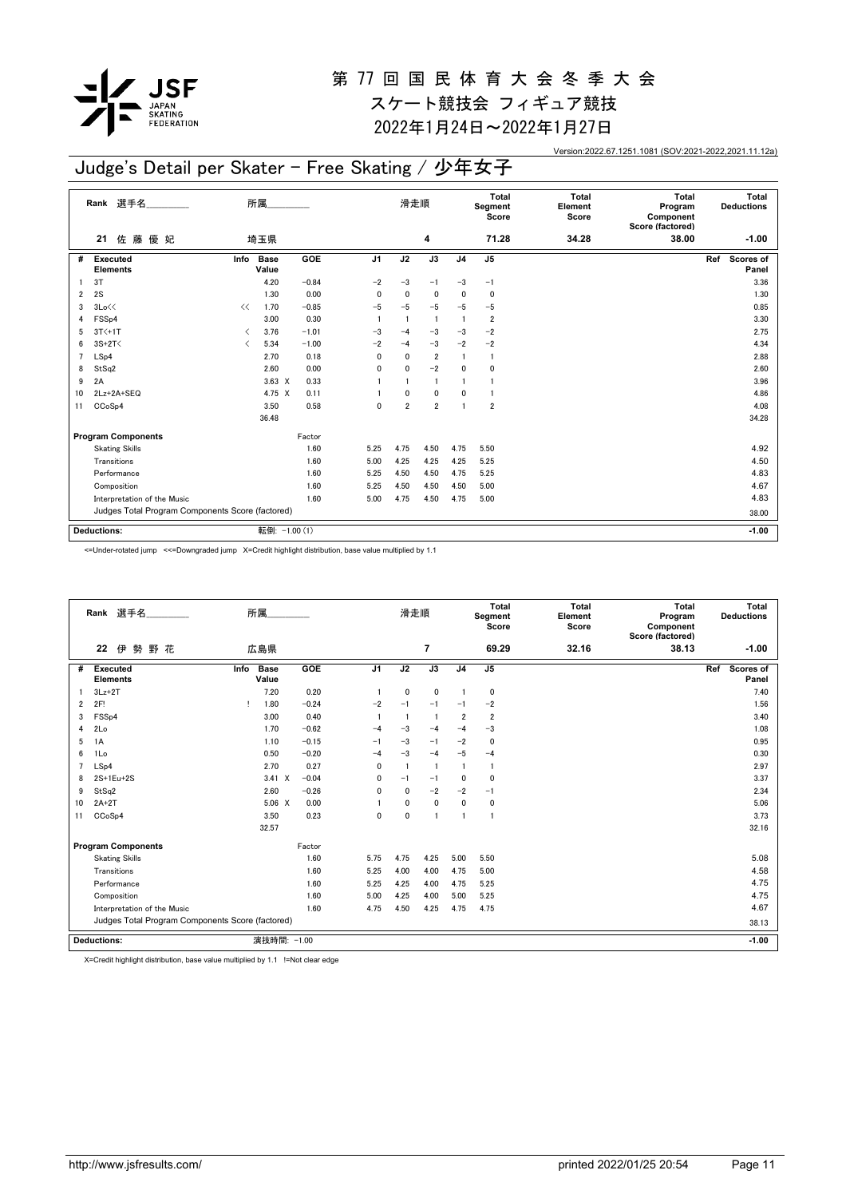# 第 77 回 国 民 体 育 大 会 冬 季 大 会
## スケート競技会 フィギュア競技
## 2022年1月24日～2022年1月27日

Version:2022.67.1251.1081 (SOV:2021-2022,2021.11.12a)

## Judge's Detail per Skater - Free Skating / 少年女子

| Rank | 選手名 | 所属 | 滑走順 | Total Segment Score | Total Element Score | Total Program Component Score (factored) | Total Deductions |
|---|---|---|---|---|---|---|---|
| 21 | 佐 藤 優 妃 | 埼玉県 | 4 | 71.28 | 34.28 | 38.00 | -1.00 |

| # | Executed Elements | Info | Base Value | GOE | J1 | J2 | J3 | J4 | J5 | Ref | Scores of Panel |
|---|---|---|---|---|---|---|---|---|---|---|---|
| 1 | 3T | | 4.20 | −0.84 | −2 | −3 | −1 | −3 | −1 | | 3.36 |
| 2 | 2S | | 1.30 | 0.00 | 0 | 0 | 0 | 0 | 0 | | 1.30 |
| 3 | 3Lo<< | << | 1.70 | −0.85 | −5 | −5 | −5 | −5 | −5 | | 0.85 |
| 4 | FSSp4 | | 3.00 | 0.30 | 1 | 1 | 1 | 1 | 2 | | 3.30 |
| 5 | 3T<+1T | < | 3.76 | −1.01 | −3 | −4 | −3 | −3 | −2 | | 2.75 |
| 6 | 3S+2T< | < | 5.34 | −1.00 | −2 | −4 | −3 | −2 | −2 | | 4.34 |
| 7 | LSp4 | | 2.70 | 0.18 | 0 | 0 | 2 | 1 | 1 | | 2.88 |
| 8 | StSq2 | | 2.60 | 0.00 | 0 | 0 | −2 | 0 | 0 | | 2.60 |
| 9 | 2A | | 3.63 X | 0.33 | 1 | 1 | 1 | 1 | 1 | | 3.96 |
| 10 | 2Lz+2A+SEQ | | 4.75 X | 0.11 | 1 | 0 | 0 | 0 | 1 | | 4.86 |
| 11 | CCoSp4 | | 3.50 | 0.58 | 0 | 2 | 2 | 1 | 2 | | 4.08 |
| | | | 36.48 | | | | | | | | 34.28 |

| Program Components | Factor | J1 | J2 | J3 | J4 | J5 | Scores of Panel |
|---|---|---|---|---|---|---|---|
| Skating Skills | 1.60 | 5.25 | 4.75 | 4.50 | 4.75 | 5.50 | 4.92 |
| Transitions | 1.60 | 5.00 | 4.25 | 4.25 | 4.25 | 5.25 | 4.50 |
| Performance | 1.60 | 5.25 | 4.50 | 4.50 | 4.75 | 5.25 | 4.83 |
| Composition | 1.60 | 5.25 | 4.50 | 4.50 | 4.50 | 5.00 | 4.67 |
| Interpretation of the Music | 1.60 | 5.00 | 4.75 | 4.50 | 4.75 | 5.00 | 4.83 |
| Judges Total Program Components Score (factored) | | | | | | | 38.00 |

| Deductions: | 転倒: −1.00 (1) | -1.00 |
|---|---|---|

<=Under-rotated jump <<=Downgraded jump X=Credit highlight distribution, base value multiplied by 1.1

| Rank | 選手名 | 所属 | 滑走順 | Total Segment Score | Total Element Score | Total Program Component Score (factored) | Total Deductions |
|---|---|---|---|---|---|---|---|
| 22 | 伊 勢 野 花 | 広島県 | 7 | 69.29 | 32.16 | 38.13 | -1.00 |

| # | Executed Elements | Info | Base Value | GOE | J1 | J2 | J3 | J4 | J5 | Ref | Scores of Panel |
|---|---|---|---|---|---|---|---|---|---|---|---|
| 1 | 3Lz+2T | | 7.20 | 0.20 | 1 | 0 | 0 | 1 | 0 | | 7.40 |
| 2 | 2F! | ! | 1.80 | −0.24 | −2 | −1 | −1 | −1 | −2 | | 1.56 |
| 3 | FSSp4 | | 3.00 | 0.40 | 1 | 1 | 1 | 2 | 2 | | 3.40 |
| 4 | 2Lo | | 1.70 | −0.62 | −4 | −3 | −4 | −4 | −3 | | 1.08 |
| 5 | 1A | | 1.10 | −0.15 | −1 | −3 | −1 | −2 | 0 | | 0.95 |
| 6 | 1Lo | | 0.50 | −0.20 | −4 | −3 | −4 | −5 | −4 | | 0.30 |
| 7 | LSp4 | | 2.70 | 0.27 | 0 | 1 | 1 | 1 | 1 | | 2.97 |
| 8 | 2S+1Eu+2S | | 3.41 X | −0.04 | 0 | −1 | −1 | 0 | 0 | | 3.37 |
| 9 | StSq2 | | 2.60 | −0.26 | 0 | 0 | −2 | −2 | −1 | | 2.34 |
| 10 | 2A+2T | | 5.06 X | 0.00 | 1 | 0 | 0 | 0 | 0 | | 5.06 |
| 11 | CCoSp4 | | 3.50 | 0.23 | 0 | 0 | 1 | 1 | 1 | | 3.73 |
| | | | 32.57 | | | | | | | | 32.16 |

| Program Components | Factor | J1 | J2 | J3 | J4 | J5 | Scores of Panel |
|---|---|---|---|---|---|---|---|
| Skating Skills | 1.60 | 5.75 | 4.75 | 4.25 | 5.00 | 5.50 | 5.08 |
| Transitions | 1.60 | 5.25 | 4.00 | 4.00 | 4.75 | 5.00 | 4.58 |
| Performance | 1.60 | 5.25 | 4.25 | 4.00 | 4.75 | 5.25 | 4.75 |
| Composition | 1.60 | 5.00 | 4.25 | 4.00 | 5.00 | 5.25 | 4.75 |
| Interpretation of the Music | 1.60 | 4.75 | 4.50 | 4.25 | 4.75 | 4.75 | 4.67 |
| Judges Total Program Components Score (factored) | | | | | | | 38.13 |

| Deductions: | 演技時間: −1.00 | -1.00 |
|---|---|---|

X=Credit highlight distribution, base value multiplied by 1.1 !=Not clear edge

http://www.jsfresults.com/ printed 2022/01/25 20:54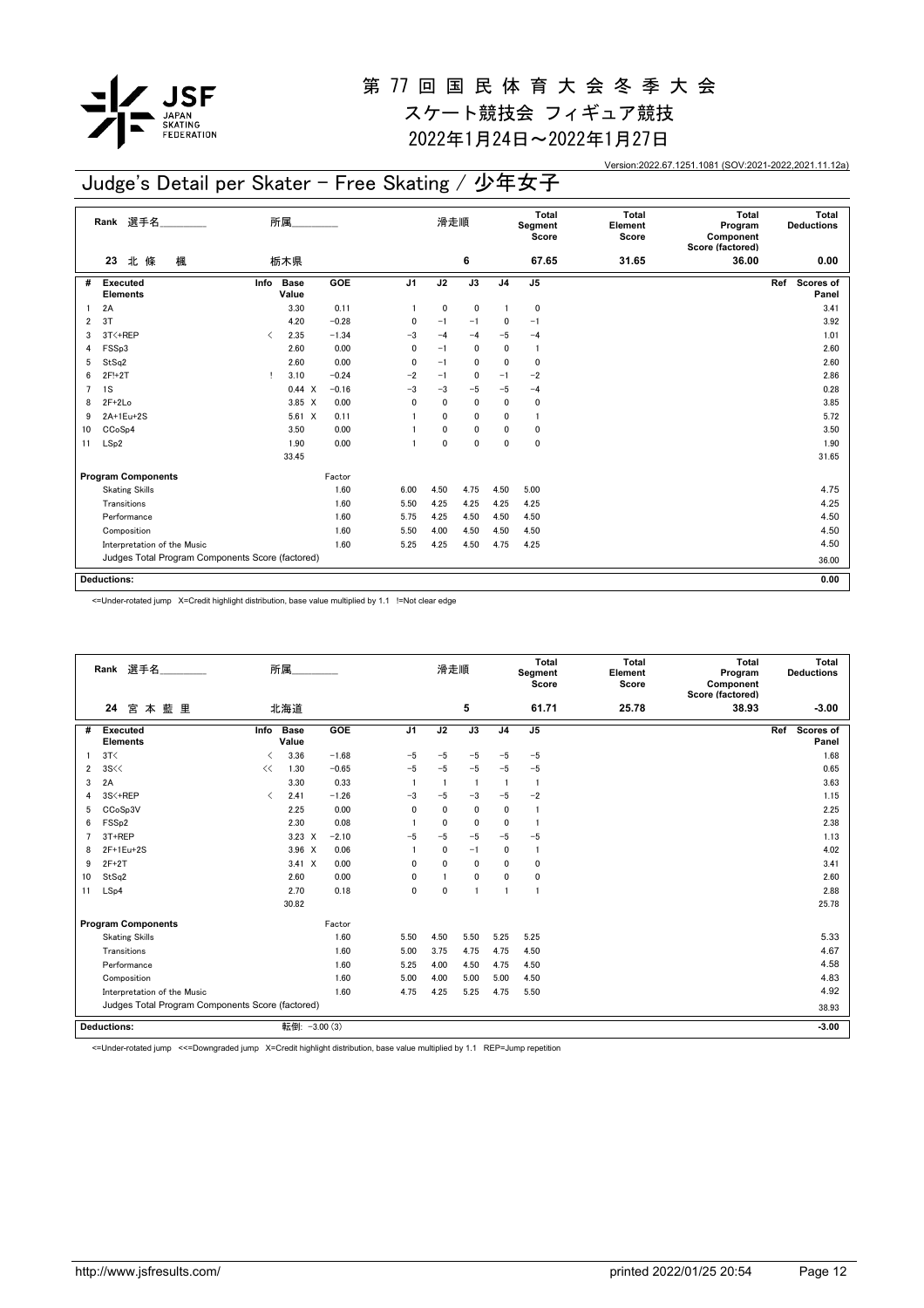# 第 77 回 国 民 体 育 大 会 冬 季 大 会

スケート競技会 フィギュア競技

2022年1月24日～2022年1月27日

Version:2022.67.1251.1081 (SOV:2021-2022,2021.11.12a)

## Judge's Detail per Skater - Free Skating / 少年女子

| Rank | 選手名 | 所属 | 滑走順 | Total Segment Score | Total Element Score | Total Program Component Score (factored) | Total Deductions |
|---|---|---|---|---|---|---|---|
| 23 | 北 條 楓 | 栃木県 | 6 | 67.65 | 31.65 | 36.00 | 0.00 |

| # | Executed Elements | Info | Base Value | | GOE | J1 | J2 | J3 | J4 | J5 | Ref | Scores of Panel |
|---|---|---|---|---|---|---|---|---|---|---|---|---|
| 1 | 2A | | 3.30 | | 0.11 | 1 | 0 | 0 | 1 | 0 | | 3.41 |
| 2 | 3T | | 4.20 | | −0.28 | 0 | −1 | −1 | 0 | −1 | | 3.92 |
| 3 | 3T<+REP | < | 2.35 | | −1.34 | −3 | −4 | −4 | −5 | −4 | | 1.01 |
| 4 | FSSp3 | | 2.60 | | 0.00 | 0 | −1 | 0 | 0 | 1 | | 2.60 |
| 5 | StSq2 | | 2.60 | | 0.00 | 0 | −1 | 0 | 0 | 0 | | 2.60 |
| 6 | 2F!+2T | ! | 3.10 | | −0.24 | −2 | −1 | 0 | −1 | −2 | | 2.86 |
| 7 | 1S | | 0.44 | X | −0.16 | −3 | −3 | −5 | −5 | −4 | | 0.28 |
| 8 | 2F+2Lo | | 3.85 | X | 0.00 | 0 | 0 | 0 | 0 | 0 | | 3.85 |
| 9 | 2A+1Eu+2S | | 5.61 | X | 0.11 | 1 | 0 | 0 | 0 | 1 | | 5.72 |
| 10 | CCoSp4 | | 3.50 | | 0.00 | 1 | 0 | 0 | 0 | 0 | | 3.50 |
| 11 | LSp2 | | 1.90 | | 0.00 | 1 | 0 | 0 | 0 | 0 | | 1.90 |
| | | | 33.45 | | | | | | | | | 31.65 |
| | **Program Components** | | | | Factor | | | | | | | |
| | Skating Skills | | | | 1.60 | 6.00 | 4.50 | 4.75 | 4.50 | 5.00 | | 4.75 |
| | Transitions | | | | 1.60 | 5.50 | 4.25 | 4.25 | 4.25 | 4.25 | | 4.25 |
| | Performance | | | | 1.60 | 5.75 | 4.25 | 4.50 | 4.50 | 4.50 | | 4.50 |
| | Composition | | | | 1.60 | 5.50 | 4.00 | 4.50 | 4.50 | 4.50 | | 4.50 |
| | Interpretation of the Music | | | | 1.60 | 5.25 | 4.25 | 4.50 | 4.75 | 4.25 | | 4.50 |
| | Judges Total Program Components Score (factored) | | | | | | | | | | | 36.00 |
| | **Deductions:** | | | | | | | | | | | 0.00 |

<=Under-rotated jump X=Credit highlight distribution, base value multiplied by 1.1 !=Not clear edge

| Rank | 選手名 | 所属 | 滑走順 | Total Segment Score | Total Element Score | Total Program Component Score (factored) | Total Deductions |
|---|---|---|---|---|---|---|---|
| 24 | 宮 本 藍 里 | 北海道 | 5 | 61.71 | 25.78 | 38.93 | -3.00 |

| # | Executed Elements | Info | Base Value | | GOE | J1 | J2 | J3 | J4 | J5 | Ref | Scores of Panel |
|---|---|---|---|---|---|---|---|---|---|---|---|---|
| 1 | 3T< | < | 3.36 | | −1.68 | −5 | −5 | −5 | −5 | −5 | | 1.68 |
| 2 | 3S<< | << | 1.30 | | −0.65 | −5 | −5 | −5 | −5 | −5 | | 0.65 |
| 3 | 2A | | 3.30 | | 0.33 | 1 | 1 | 1 | 1 | 1 | | 3.63 |
| 4 | 3S<+REP | < | 2.41 | | −1.26 | −3 | −5 | −3 | −5 | −2 | | 1.15 |
| 5 | CCoSp3V | | 2.25 | | 0.00 | 0 | 0 | 0 | 0 | 1 | | 2.25 |
| 6 | FSSp2 | | 2.30 | | 0.08 | 1 | 0 | 0 | 0 | 1 | | 2.38 |
| 7 | 3T+REP | | 3.23 | X | −2.10 | −5 | −5 | −5 | −5 | −5 | | 1.13 |
| 8 | 2F+1Eu+2S | | 3.96 | X | 0.06 | 1 | 0 | −1 | 0 | 1 | | 4.02 |
| 9 | 2F+2T | | 3.41 | X | 0.00 | 0 | 0 | 0 | 0 | 0 | | 3.41 |
| 10 | StSq2 | | 2.60 | | 0.00 | 0 | 1 | 0 | 0 | 0 | | 2.60 |
| 11 | LSp4 | | 2.70 | | 0.18 | 0 | 0 | 1 | 1 | 1 | | 2.88 |
| | | | 30.82 | | | | | | | | | 25.78 |
| | **Program Components** | | | | Factor | | | | | | | |
| | Skating Skills | | | | 1.60 | 5.50 | 4.50 | 5.50 | 5.25 | 5.25 | | 5.33 |
| | Transitions | | | | 1.60 | 5.00 | 3.75 | 4.75 | 4.75 | 4.50 | | 4.67 |
| | Performance | | | | 1.60 | 5.25 | 4.00 | 4.50 | 4.75 | 4.50 | | 4.58 |
| | Composition | | | | 1.60 | 5.00 | 4.00 | 5.00 | 5.00 | 4.50 | | 4.83 |
| | Interpretation of the Music | | | | 1.60 | 4.75 | 4.25 | 5.25 | 4.75 | 5.50 | | 4.92 |
| | Judges Total Program Components Score (factored) | | | | | | | | | | | 38.93 |
| | **Deductions:** | | 転倒: −3.00 (3) | | | | | | | | | -3.00 |

<=Under-rotated jump <<=Downgraded jump X=Credit highlight distribution, base value multiplied by 1.1 REP=Jump repetition

http://www.jsfresults.com/ printed 2022/01/25 20:54